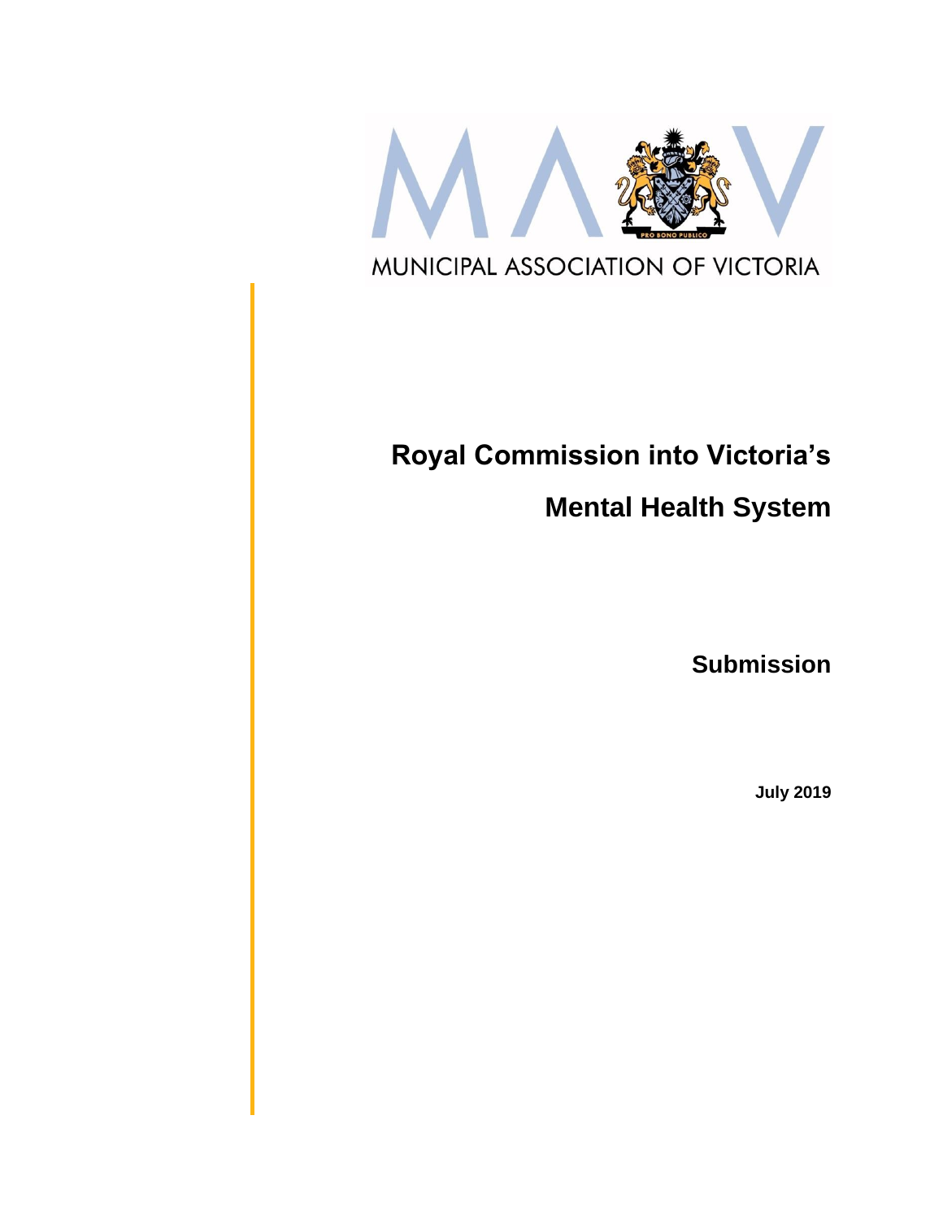MUNICIPAL ASSOCIATION OF VICTORIA

# Royal Commission into Victoria's Mental Health System

## Submission

**July 2019**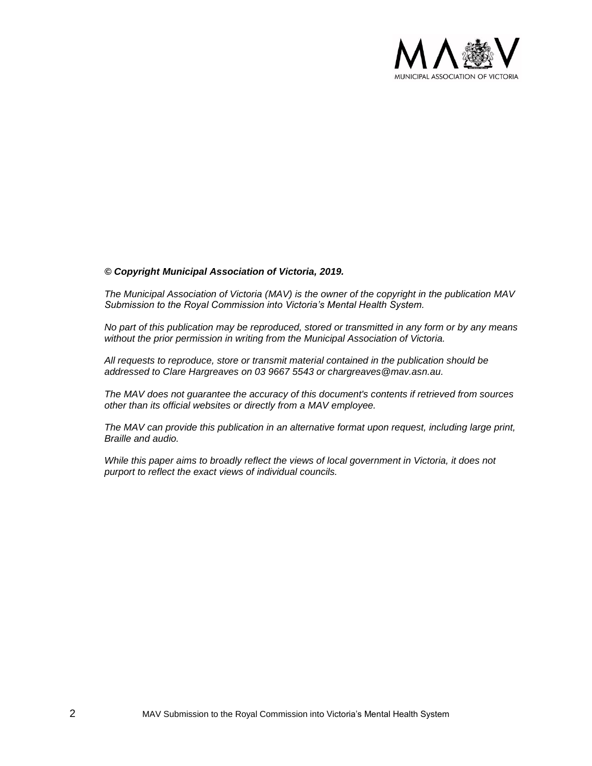***© Copyright Municipal Association of Victoria, 2019.***

*The Municipal Association of Victoria (MAV) is the owner of the copyright in the publication MAV Submission to the Royal Commission into Victoria's Mental Health System.*

*No part of this publication may be reproduced, stored or transmitted in any form or by any means without the prior permission in writing from the Municipal Association of Victoria.*

*All requests to reproduce, store or transmit material contained in the publication should be addressed to Clare Hargreaves on 03 9667 5543 or chargreaves@mav.asn.au.*

*The MAV does not guarantee the accuracy of this document's contents if retrieved from sources other than its official websites or directly from a MAV employee.*

*The MAV can provide this publication in an alternative format upon request, including large print, Braille and audio.*

*While this paper aims to broadly reflect the views of local government in Victoria, it does not purport to reflect the exact views of individual councils.*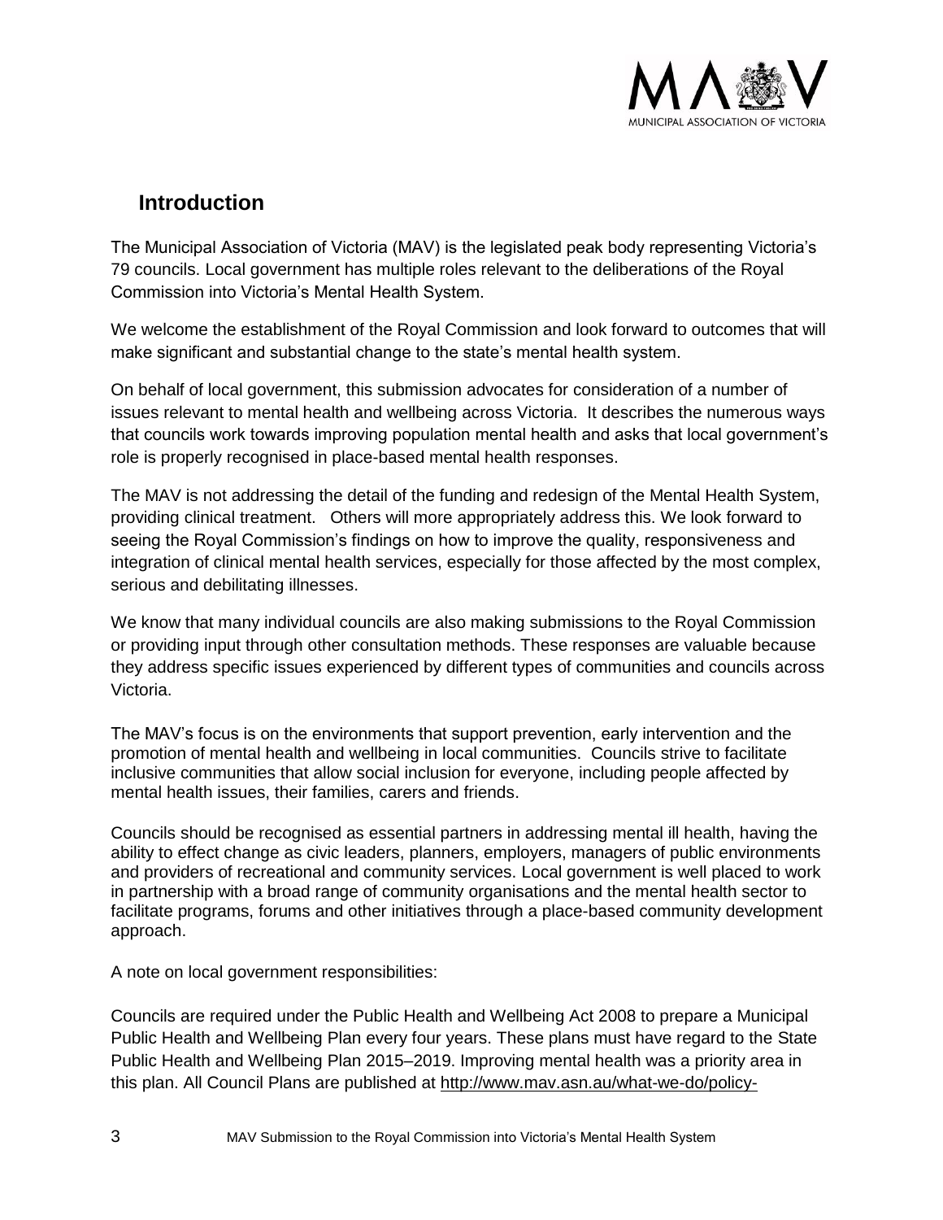## Introduction

The Municipal Association of Victoria (MAV) is the legislated peak body representing Victoria's 79 councils. Local government has multiple roles relevant to the deliberations of the Royal Commission into Victoria's Mental Health System.

We welcome the establishment of the Royal Commission and look forward to outcomes that will make significant and substantial change to the state's mental health system.

On behalf of local government, this submission advocates for consideration of a number of issues relevant to mental health and wellbeing across Victoria. It describes the numerous ways that councils work towards improving population mental health and asks that local government's role is properly recognised in place-based mental health responses.

The MAV is not addressing the detail of the funding and redesign of the Mental Health System, providing clinical treatment. Others will more appropriately address this. We look forward to seeing the Royal Commission's findings on how to improve the quality, responsiveness and integration of clinical mental health services, especially for those affected by the most complex, serious and debilitating illnesses.

We know that many individual councils are also making submissions to the Royal Commission or providing input through other consultation methods. These responses are valuable because they address specific issues experienced by different types of communities and councils across Victoria.

The MAV's focus is on the environments that support prevention, early intervention and the promotion of mental health and wellbeing in local communities. Councils strive to facilitate inclusive communities that allow social inclusion for everyone, including people affected by mental health issues, their families, carers and friends.

Councils should be recognised as essential partners in addressing mental ill health, having the ability to effect change as civic leaders, planners, employers, managers of public environments and providers of recreational and community services. Local government is well placed to work in partnership with a broad range of community organisations and the mental health sector to facilitate programs, forums and other initiatives through a place-based community development approach.

A note on local government responsibilities:

Councils are required under the Public Health and Wellbeing Act 2008 to prepare a Municipal Public Health and Wellbeing Plan every four years. These plans must have regard to the State Public Health and Wellbeing Plan 2015–2019. Improving mental health was a priority area in this plan. All Council Plans are published at http://www.mav.asn.au/what-we-do/policy-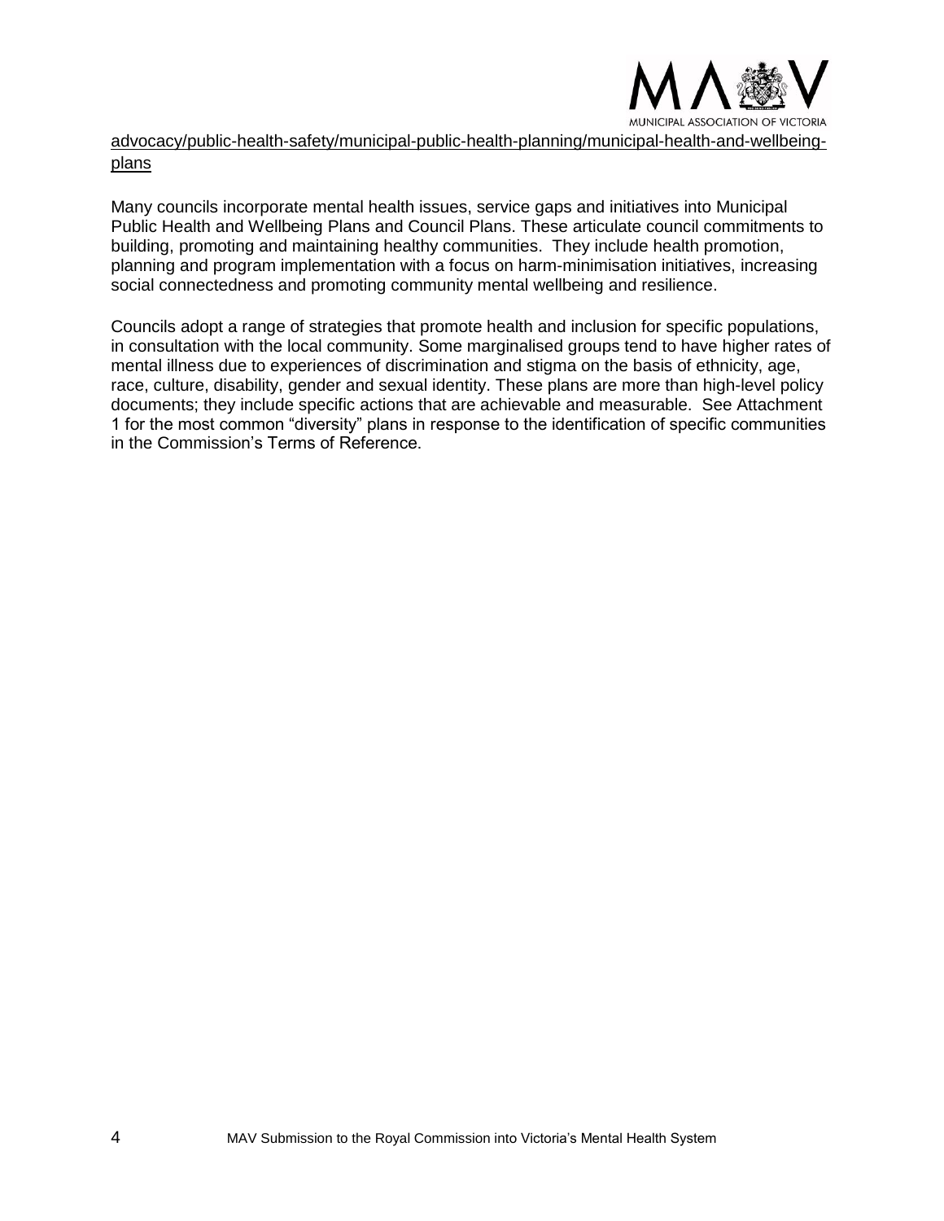advocacy/public-health-safety/municipal-public-health-planning/municipal-health-and-wellbeing-plans

Many councils incorporate mental health issues, service gaps and initiatives into Municipal Public Health and Wellbeing Plans and Council Plans. These articulate council commitments to building, promoting and maintaining healthy communities. They include health promotion, planning and program implementation with a focus on harm-minimisation initiatives, increasing social connectedness and promoting community mental wellbeing and resilience.

Councils adopt a range of strategies that promote health and inclusion for specific populations, in consultation with the local community. Some marginalised groups tend to have higher rates of mental illness due to experiences of discrimination and stigma on the basis of ethnicity, age, race, culture, disability, gender and sexual identity. These plans are more than high-level policy documents; they include specific actions that are achievable and measurable. See Attachment 1 for the most common "diversity" plans in response to the identification of specific communities in the Commission's Terms of Reference.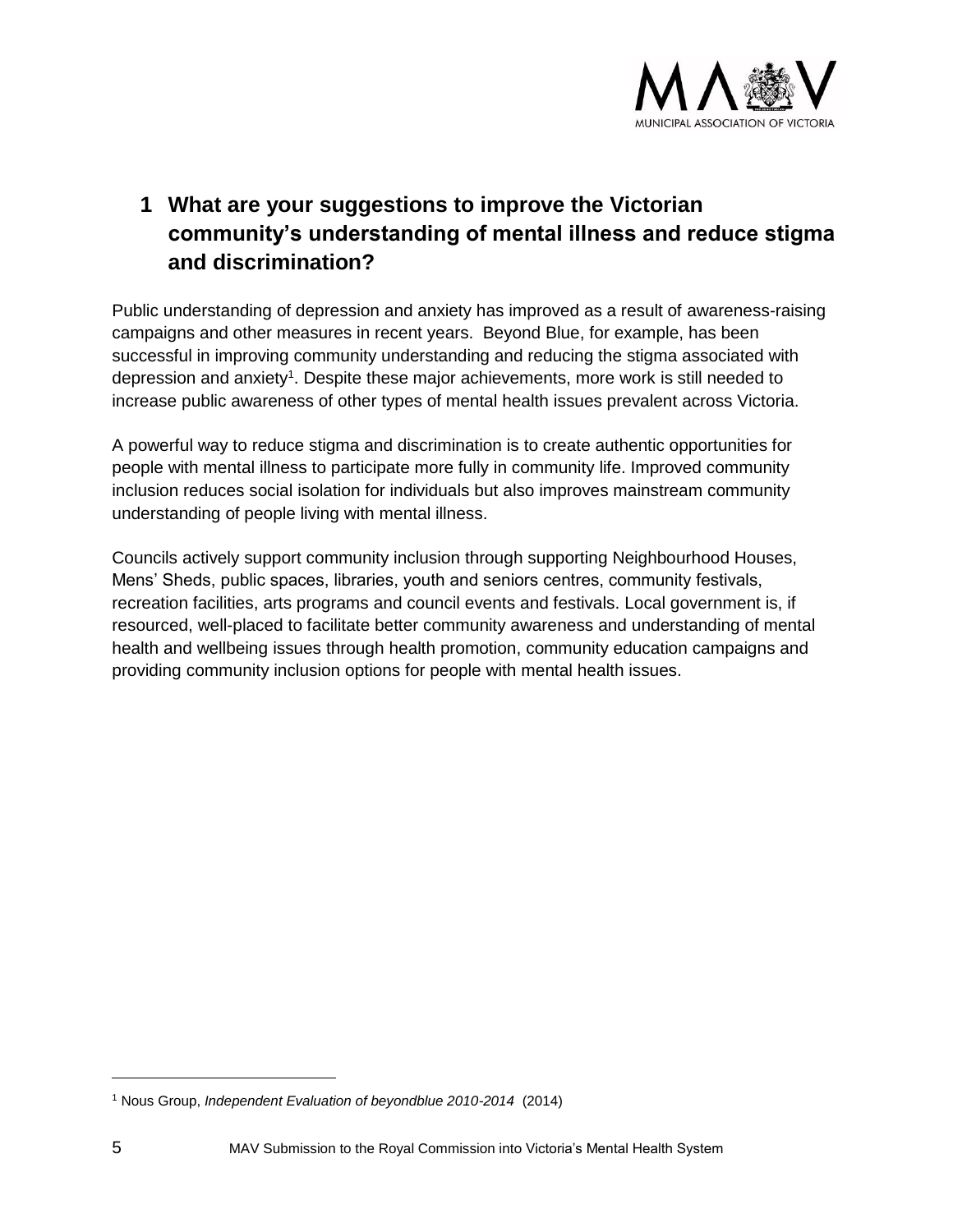# 1 What are your suggestions to improve the Victorian community's understanding of mental illness and reduce stigma and discrimination?

Public understanding of depression and anxiety has improved as a result of awareness-raising campaigns and other measures in recent years. Beyond Blue, for example, has been successful in improving community understanding and reducing the stigma associated with depression and anxiety[1]. Despite these major achievements, more work is still needed to increase public awareness of other types of mental health issues prevalent across Victoria.

A powerful way to reduce stigma and discrimination is to create authentic opportunities for people with mental illness to participate more fully in community life. Improved community inclusion reduces social isolation for individuals but also improves mainstream community understanding of people living with mental illness.

Councils actively support community inclusion through supporting Neighbourhood Houses, Mens' Sheds, public spaces, libraries, youth and seniors centres, community festivals, recreation facilities, arts programs and council events and festivals. Local government is, if resourced, well-placed to facilitate better community awareness and understanding of mental health and wellbeing issues through health promotion, community education campaigns and providing community inclusion options for people with mental health issues.

[1] Nous Group, *Independent Evaluation of beyondblue 2010-2014* (2014)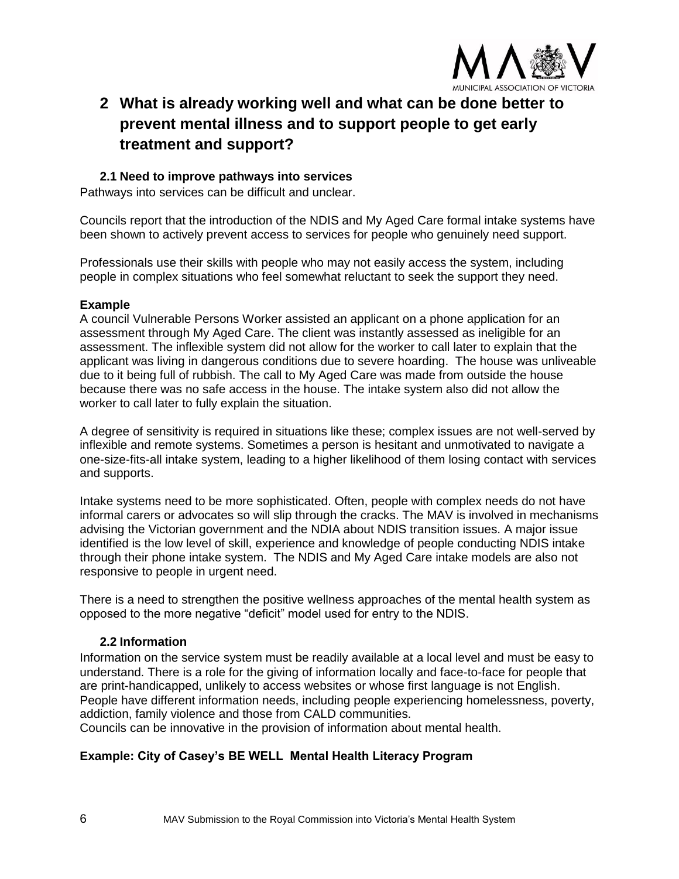# 2 What is already working well and what can be done better to prevent mental illness and to support people to get early treatment and support?

## 2.1 Need to improve pathways into services

Pathways into services can be difficult and unclear.

Councils report that the introduction of the NDIS and My Aged Care formal intake systems have been shown to actively prevent access to services for people who genuinely need support.

Professionals use their skills with people who may not easily access the system, including people in complex situations who feel somewhat reluctant to seek the support they need.

**Example**

A council Vulnerable Persons Worker assisted an applicant on a phone application for an assessment through My Aged Care. The client was instantly assessed as ineligible for an assessment. The inflexible system did not allow for the worker to call later to explain that the applicant was living in dangerous conditions due to severe hoarding. The house was unliveable due to it being full of rubbish. The call to My Aged Care was made from outside the house because there was no safe access in the house. The intake system also did not allow the worker to call later to fully explain the situation.

A degree of sensitivity is required in situations like these; complex issues are not well-served by inflexible and remote systems. Sometimes a person is hesitant and unmotivated to navigate a one-size-fits-all intake system, leading to a higher likelihood of them losing contact with services and supports.

Intake systems need to be more sophisticated. Often, people with complex needs do not have informal carers or advocates so will slip through the cracks. The MAV is involved in mechanisms advising the Victorian government and the NDIA about NDIS transition issues. A major issue identified is the low level of skill, experience and knowledge of people conducting NDIS intake through their phone intake system. The NDIS and My Aged Care intake models are also not responsive to people in urgent need.

There is a need to strengthen the positive wellness approaches of the mental health system as opposed to the more negative "deficit" model used for entry to the NDIS.

## 2.2 Information

Information on the service system must be readily available at a local level and must be easy to understand. There is a role for the giving of information locally and face-to-face for people that are print-handicapped, unlikely to access websites or whose first language is not English. People have different information needs, including people experiencing homelessness, poverty, addiction, family violence and those from CALD communities.
Councils can be innovative in the provision of information about mental health.

**Example: City of Casey's BE WELL Mental Health Literacy Program**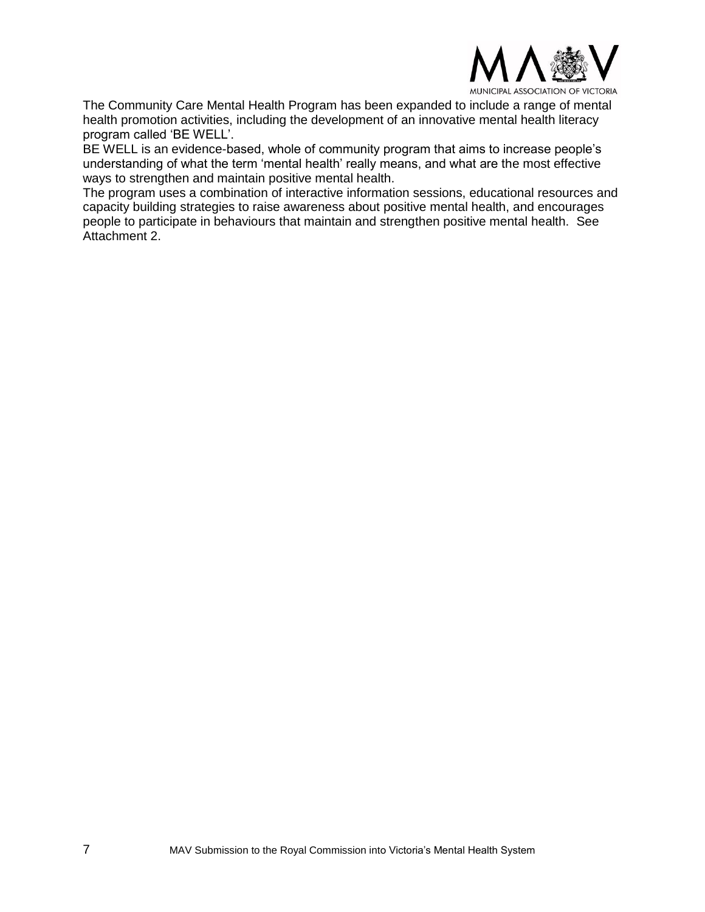The Community Care Mental Health Program has been expanded to include a range of mental health promotion activities, including the development of an innovative mental health literacy program called 'BE WELL'.

BE WELL is an evidence-based, whole of community program that aims to increase people's understanding of what the term 'mental health' really means, and what are the most effective ways to strengthen and maintain positive mental health.

The program uses a combination of interactive information sessions, educational resources and capacity building strategies to raise awareness about positive mental health, and encourages people to participate in behaviours that maintain and strengthen positive mental health. See Attachment 2.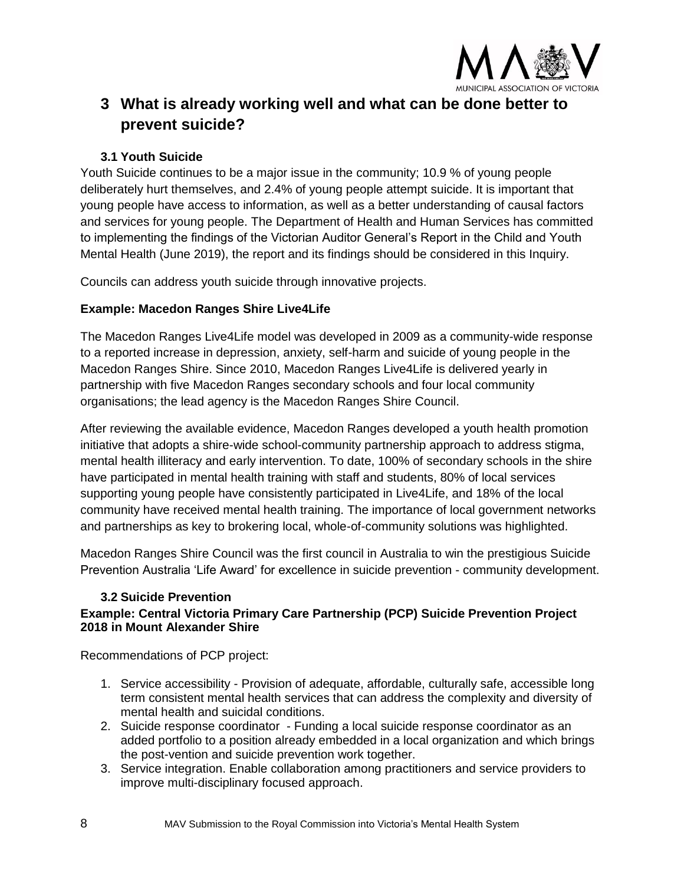# 3 What is already working well and what can be done better to prevent suicide?

## 3.1 Youth Suicide

Youth Suicide continues to be a major issue in the community; 10.9 % of young people deliberately hurt themselves, and 2.4% of young people attempt suicide. It is important that young people have access to information, as well as a better understanding of causal factors and services for young people. The Department of Health and Human Services has committed to implementing the findings of the Victorian Auditor General's Report in the Child and Youth Mental Health (June 2019), the report and its findings should be considered in this Inquiry.

Councils can address youth suicide through innovative projects.

**Example: Macedon Ranges Shire Live4Life**

The Macedon Ranges Live4Life model was developed in 2009 as a community-wide response to a reported increase in depression, anxiety, self-harm and suicide of young people in the Macedon Ranges Shire. Since 2010, Macedon Ranges Live4Life is delivered yearly in partnership with five Macedon Ranges secondary schools and four local community organisations; the lead agency is the Macedon Ranges Shire Council.

After reviewing the available evidence, Macedon Ranges developed a youth health promotion initiative that adopts a shire-wide school-community partnership approach to address stigma, mental health illiteracy and early intervention. To date, 100% of secondary schools in the shire have participated in mental health training with staff and students, 80% of local services supporting young people have consistently participated in Live4Life, and 18% of the local community have received mental health training. The importance of local government networks and partnerships as key to brokering local, whole-of-community solutions was highlighted.

Macedon Ranges Shire Council was the first council in Australia to win the prestigious Suicide Prevention Australia 'Life Award' for excellence in suicide prevention - community development.

## 3.2 Suicide Prevention

**Example: Central Victoria Primary Care Partnership (PCP) Suicide Prevention Project 2018 in Mount Alexander Shire**

Recommendations of PCP project:

1. Service accessibility - Provision of adequate, affordable, culturally safe, accessible long term consistent mental health services that can address the complexity and diversity of mental health and suicidal conditions.
2. Suicide response coordinator - Funding a local suicide response coordinator as an added portfolio to a position already embedded in a local organization and which brings the post-vention and suicide prevention work together.
3. Service integration. Enable collaboration among practitioners and service providers to improve multi-disciplinary focused approach.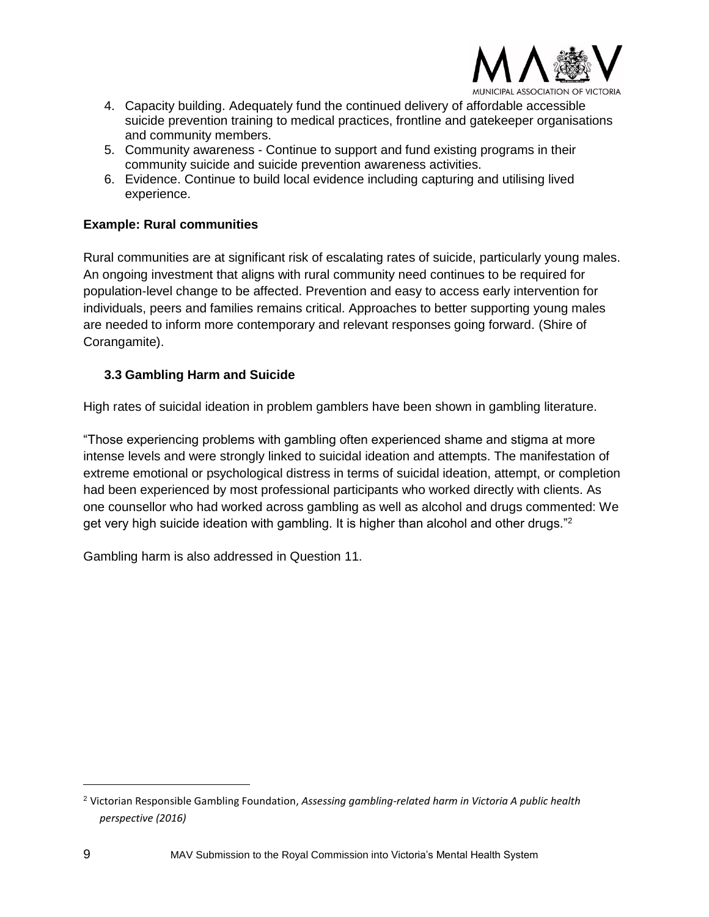4. Capacity building. Adequately fund the continued delivery of affordable accessible suicide prevention training to medical practices, frontline and gatekeeper organisations and community members.
5. Community awareness - Continue to support and fund existing programs in their community suicide and suicide prevention awareness activities.
6. Evidence. Continue to build local evidence including capturing and utilising lived experience.

**Example: Rural communities**

Rural communities are at significant risk of escalating rates of suicide, particularly young males. An ongoing investment that aligns with rural community need continues to be required for population-level change to be affected. Prevention and easy to access early intervention for individuals, peers and families remains critical. Approaches to better supporting young males are needed to inform more contemporary and relevant responses going forward. (Shire of Corangamite).

### 3.3 Gambling Harm and Suicide

High rates of suicidal ideation in problem gamblers have been shown in gambling literature.

"Those experiencing problems with gambling often experienced shame and stigma at more intense levels and were strongly linked to suicidal ideation and attempts. The manifestation of extreme emotional or psychological distress in terms of suicidal ideation, attempt, or completion had been experienced by most professional participants who worked directly with clients. As one counsellor who had worked across gambling as well as alcohol and drugs commented: We get very high suicide ideation with gambling. It is higher than alcohol and other drugs."[2]

Gambling harm is also addressed in Question 11.

---

[2] Victorian Responsible Gambling Foundation, *Assessing gambling-related harm in Victoria A public health perspective (2016)*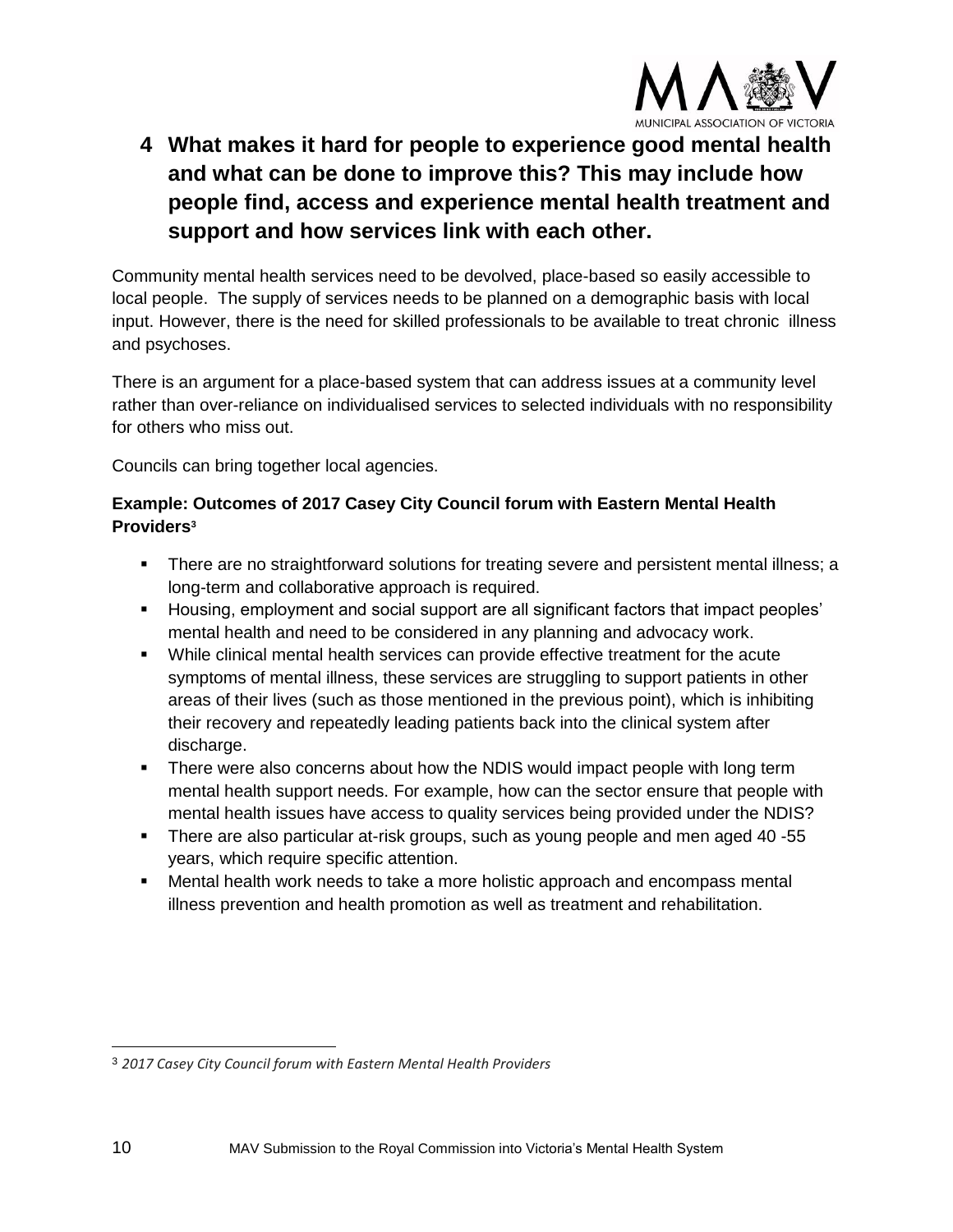# 4 What makes it hard for people to experience good mental health and what can be done to improve this? This may include how people find, access and experience mental health treatment and support and how services link with each other.

Community mental health services need to be devolved, place-based so easily accessible to local people. The supply of services needs to be planned on a demographic basis with local input. However, there is the need for skilled professionals to be available to treat chronic illness and psychoses.

There is an argument for a place-based system that can address issues at a community level rather than over-reliance on individualised services to selected individuals with no responsibility for others who miss out.

Councils can bring together local agencies.

**Example: Outcomes of 2017 Casey City Council forum with Eastern Mental Health Providers**[3]

- There are no straightforward solutions for treating severe and persistent mental illness; a long-term and collaborative approach is required.
- Housing, employment and social support are all significant factors that impact peoples' mental health and need to be considered in any planning and advocacy work.
- While clinical mental health services can provide effective treatment for the acute symptoms of mental illness, these services are struggling to support patients in other areas of their lives (such as those mentioned in the previous point), which is inhibiting their recovery and repeatedly leading patients back into the clinical system after discharge.
- There were also concerns about how the NDIS would impact people with long term mental health support needs. For example, how can the sector ensure that people with mental health issues have access to quality services being provided under the NDIS?
- There are also particular at-risk groups, such as young people and men aged 40 -55 years, which require specific attention.
- Mental health work needs to take a more holistic approach and encompass mental illness prevention and health promotion as well as treatment and rehabilitation.

[3] *2017 Casey City Council forum with Eastern Mental Health Providers*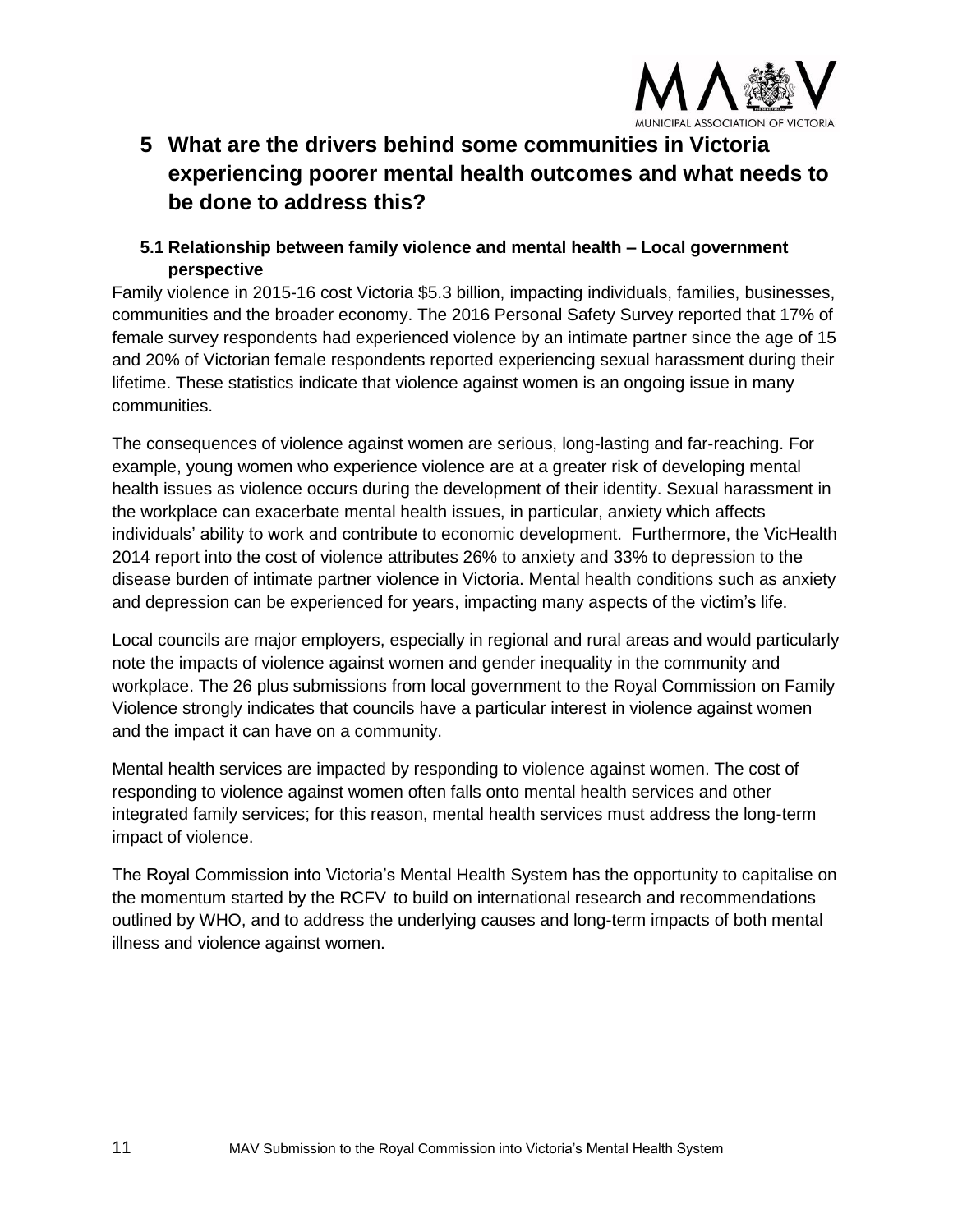# 5 What are the drivers behind some communities in Victoria experiencing poorer mental health outcomes and what needs to be done to address this?

## 5.1 Relationship between family violence and mental health – Local government perspective

Family violence in 2015-16 cost Victoria $5.3 billion, impacting individuals, families, businesses, communities and the broader economy. The 2016 Personal Safety Survey reported that 17% of female survey respondents had experienced violence by an intimate partner since the age of 15 and 20% of Victorian female respondents reported experiencing sexual harassment during their lifetime. These statistics indicate that violence against women is an ongoing issue in many communities.

The consequences of violence against women are serious, long-lasting and far-reaching. For example, young women who experience violence are at a greater risk of developing mental health issues as violence occurs during the development of their identity. Sexual harassment in the workplace can exacerbate mental health issues, in particular, anxiety which affects individuals' ability to work and contribute to economic development. Furthermore, the VicHealth 2014 report into the cost of violence attributes 26% to anxiety and 33% to depression to the disease burden of intimate partner violence in Victoria. Mental health conditions such as anxiety and depression can be experienced for years, impacting many aspects of the victim's life.

Local councils are major employers, especially in regional and rural areas and would particularly note the impacts of violence against women and gender inequality in the community and workplace. The 26 plus submissions from local government to the Royal Commission on Family Violence strongly indicates that councils have a particular interest in violence against women and the impact it can have on a community.

Mental health services are impacted by responding to violence against women. The cost of responding to violence against women often falls onto mental health services and other integrated family services; for this reason, mental health services must address the long-term impact of violence.

The Royal Commission into Victoria's Mental Health System has the opportunity to capitalise on the momentum started by the RCFV to build on international research and recommendations outlined by WHO, and to address the underlying causes and long-term impacts of both mental illness and violence against women.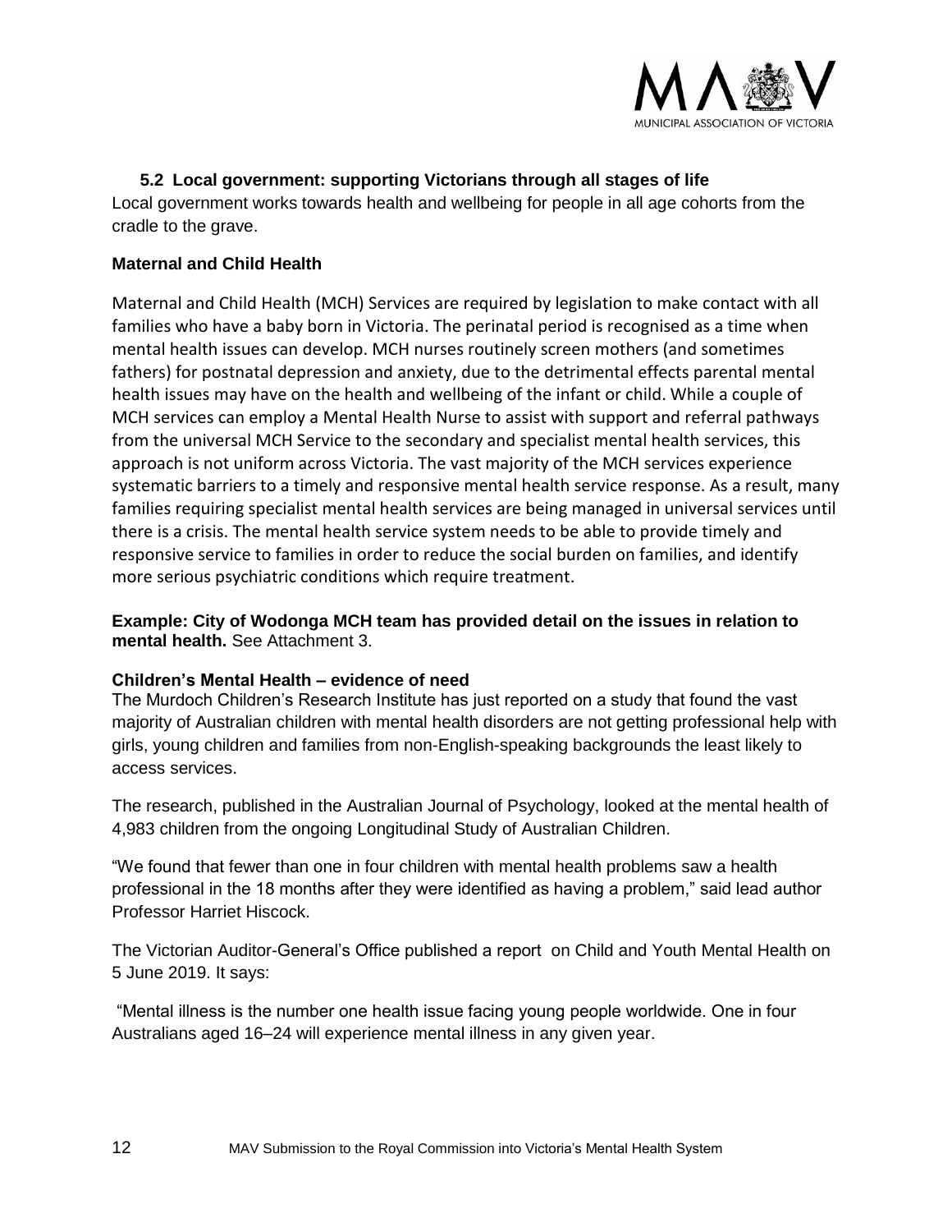## 5.2 Local government: supporting Victorians through all stages of life

Local government works towards health and wellbeing for people in all age cohorts from the cradle to the grave.

### Maternal and Child Health

Maternal and Child Health (MCH) Services are required by legislation to make contact with all families who have a baby born in Victoria. The perinatal period is recognised as a time when mental health issues can develop. MCH nurses routinely screen mothers (and sometimes fathers) for postnatal depression and anxiety, due to the detrimental effects parental mental health issues may have on the health and wellbeing of the infant or child. While a couple of MCH services can employ a Mental Health Nurse to assist with support and referral pathways from the universal MCH Service to the secondary and specialist mental health services, this approach is not uniform across Victoria. The vast majority of the MCH services experience systematic barriers to a timely and responsive mental health service response. As a result, many families requiring specialist mental health services are being managed in universal services until there is a crisis. The mental health service system needs to be able to provide timely and responsive service to families in order to reduce the social burden on families, and identify more serious psychiatric conditions which require treatment.

**Example: City of Wodonga MCH team has provided detail on the issues in relation to mental health.** See Attachment 3.

### Children's Mental Health – evidence of need

The Murdoch Children's Research Institute has just reported on a study that found the vast majority of Australian children with mental health disorders are not getting professional help with girls, young children and families from non-English-speaking backgrounds the least likely to access services.

The research, published in the Australian Journal of Psychology, looked at the mental health of 4,983 children from the ongoing Longitudinal Study of Australian Children.

"We found that fewer than one in four children with mental health problems saw a health professional in the 18 months after they were identified as having a problem," said lead author Professor Harriet Hiscock.

The Victorian Auditor-General's Office published a report on Child and Youth Mental Health on 5 June 2019. It says:

"Mental illness is the number one health issue facing young people worldwide. One in four Australians aged 16–24 will experience mental illness in any given year.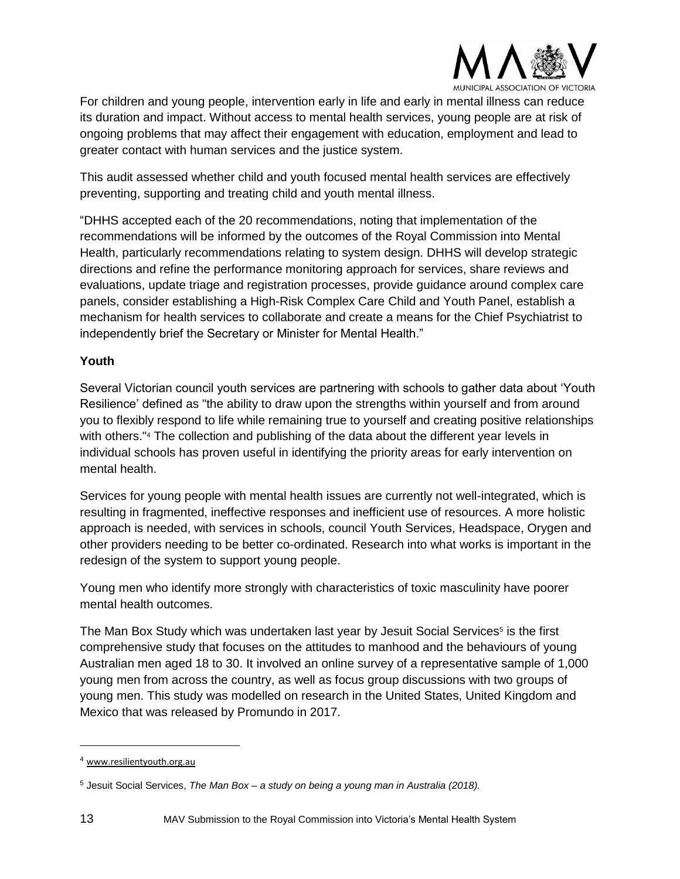For children and young people, intervention early in life and early in mental illness can reduce its duration and impact. Without access to mental health services, young people are at risk of ongoing problems that may affect their engagement with education, employment and lead to greater contact with human services and the justice system.

This audit assessed whether child and youth focused mental health services are effectively preventing, supporting and treating child and youth mental illness.

"DHHS accepted each of the 20 recommendations, noting that implementation of the recommendations will be informed by the outcomes of the Royal Commission into Mental Health, particularly recommendations relating to system design. DHHS will develop strategic directions and refine the performance monitoring approach for services, share reviews and evaluations, update triage and registration processes, provide guidance around complex care panels, consider establishing a High-Risk Complex Care Child and Youth Panel, establish a mechanism for health services to collaborate and create a means for the Chief Psychiatrist to independently brief the Secretary or Minister for Mental Health."

**Youth**

Several Victorian council youth services are partnering with schools to gather data about 'Youth Resilience' defined as "the ability to draw upon the strengths within yourself and from around you to flexibly respond to life while remaining true to yourself and creating positive relationships with others."[4] The collection and publishing of the data about the different year levels in individual schools has proven useful in identifying the priority areas for early intervention on mental health.

Services for young people with mental health issues are currently not well-integrated, which is resulting in fragmented, ineffective responses and inefficient use of resources. A more holistic approach is needed, with services in schools, council Youth Services, Headspace, Orygen and other providers needing to be better co-ordinated. Research into what works is important in the redesign of the system to support young people.

Young men who identify more strongly with characteristics of toxic masculinity have poorer mental health outcomes.

The Man Box Study which was undertaken last year by Jesuit Social Services[5] is the first comprehensive study that focuses on the attitudes to manhood and the behaviours of young Australian men aged 18 to 30. It involved an online survey of a representative sample of 1,000 young men from across the country, as well as focus group discussions with two groups of young men. This study was modelled on research in the United States, United Kingdom and Mexico that was released by Promundo in 2017.

---

[4] www.resilientyouth.org.au

[5] Jesuit Social Services, *The Man Box – a study on being a young man in Australia (2018).*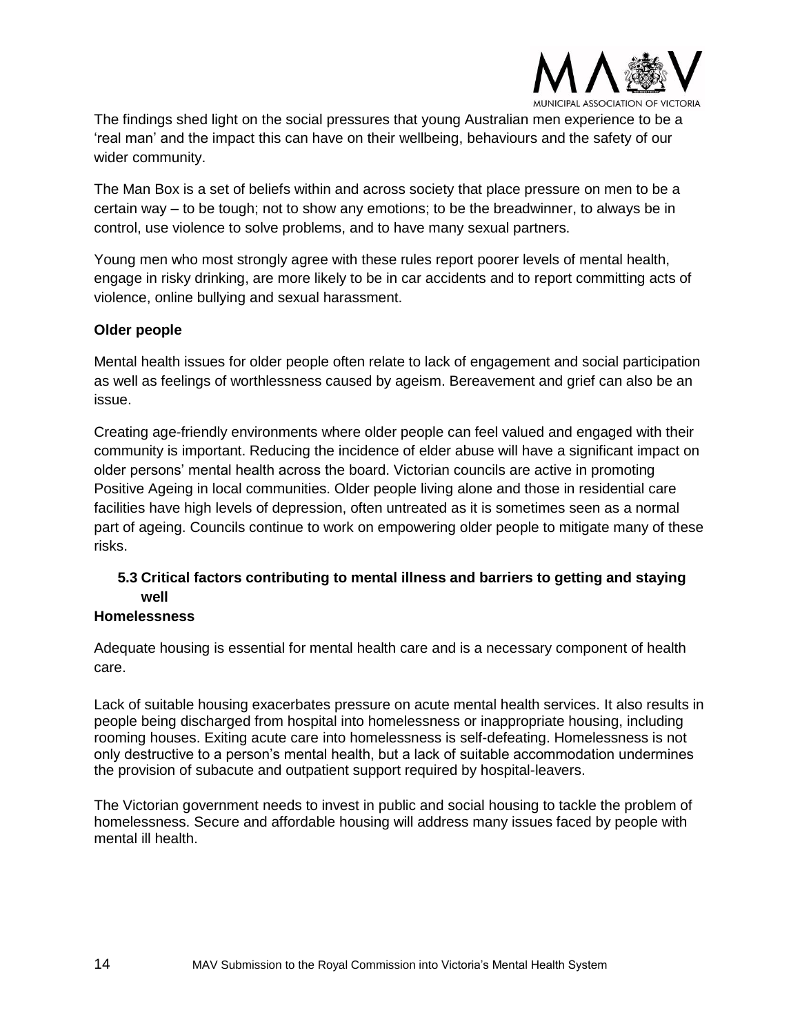The findings shed light on the social pressures that young Australian men experience to be a 'real man' and the impact this can have on their wellbeing, behaviours and the safety of our wider community.

The Man Box is a set of beliefs within and across society that place pressure on men to be a certain way – to be tough; not to show any emotions; to be the breadwinner, to always be in control, use violence to solve problems, and to have many sexual partners.

Young men who most strongly agree with these rules report poorer levels of mental health, engage in risky drinking, are more likely to be in car accidents and to report committing acts of violence, online bullying and sexual harassment.

**Older people**

Mental health issues for older people often relate to lack of engagement and social participation as well as feelings of worthlessness caused by ageism. Bereavement and grief can also be an issue.

Creating age-friendly environments where older people can feel valued and engaged with their community is important. Reducing the incidence of elder abuse will have a significant impact on older persons' mental health across the board. Victorian councils are active in promoting Positive Ageing in local communities. Older people living alone and those in residential care facilities have high levels of depression, often untreated as it is sometimes seen as a normal part of ageing. Councils continue to work on empowering older people to mitigate many of these risks.

### 5.3 Critical factors contributing to mental illness and barriers to getting and staying well

**Homelessness**

Adequate housing is essential for mental health care and is a necessary component of health care.

Lack of suitable housing exacerbates pressure on acute mental health services. It also results in people being discharged from hospital into homelessness or inappropriate housing, including rooming houses. Exiting acute care into homelessness is self-defeating. Homelessness is not only destructive to a person's mental health, but a lack of suitable accommodation undermines the provision of subacute and outpatient support required by hospital-leavers.

The Victorian government needs to invest in public and social housing to tackle the problem of homelessness. Secure and affordable housing will address many issues faced by people with mental ill health.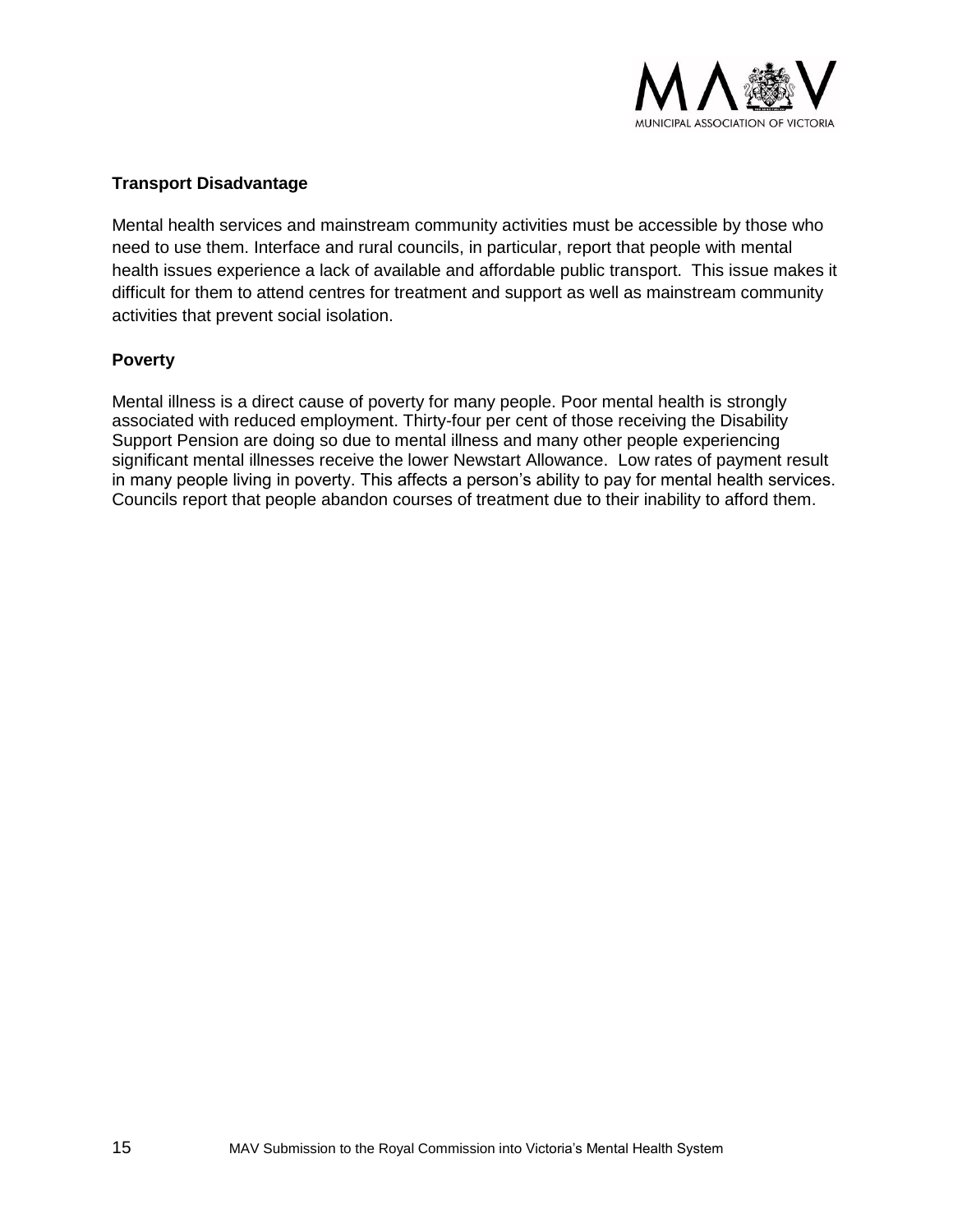**Transport Disadvantage**

Mental health services and mainstream community activities must be accessible by those who need to use them. Interface and rural councils, in particular, report that people with mental health issues experience a lack of available and affordable public transport. This issue makes it difficult for them to attend centres for treatment and support as well as mainstream community activities that prevent social isolation.

**Poverty**

Mental illness is a direct cause of poverty for many people. Poor mental health is strongly associated with reduced employment. Thirty-four per cent of those receiving the Disability Support Pension are doing so due to mental illness and many other people experiencing significant mental illnesses receive the lower Newstart Allowance. Low rates of payment result in many people living in poverty. This affects a person's ability to pay for mental health services. Councils report that people abandon courses of treatment due to their inability to afford them.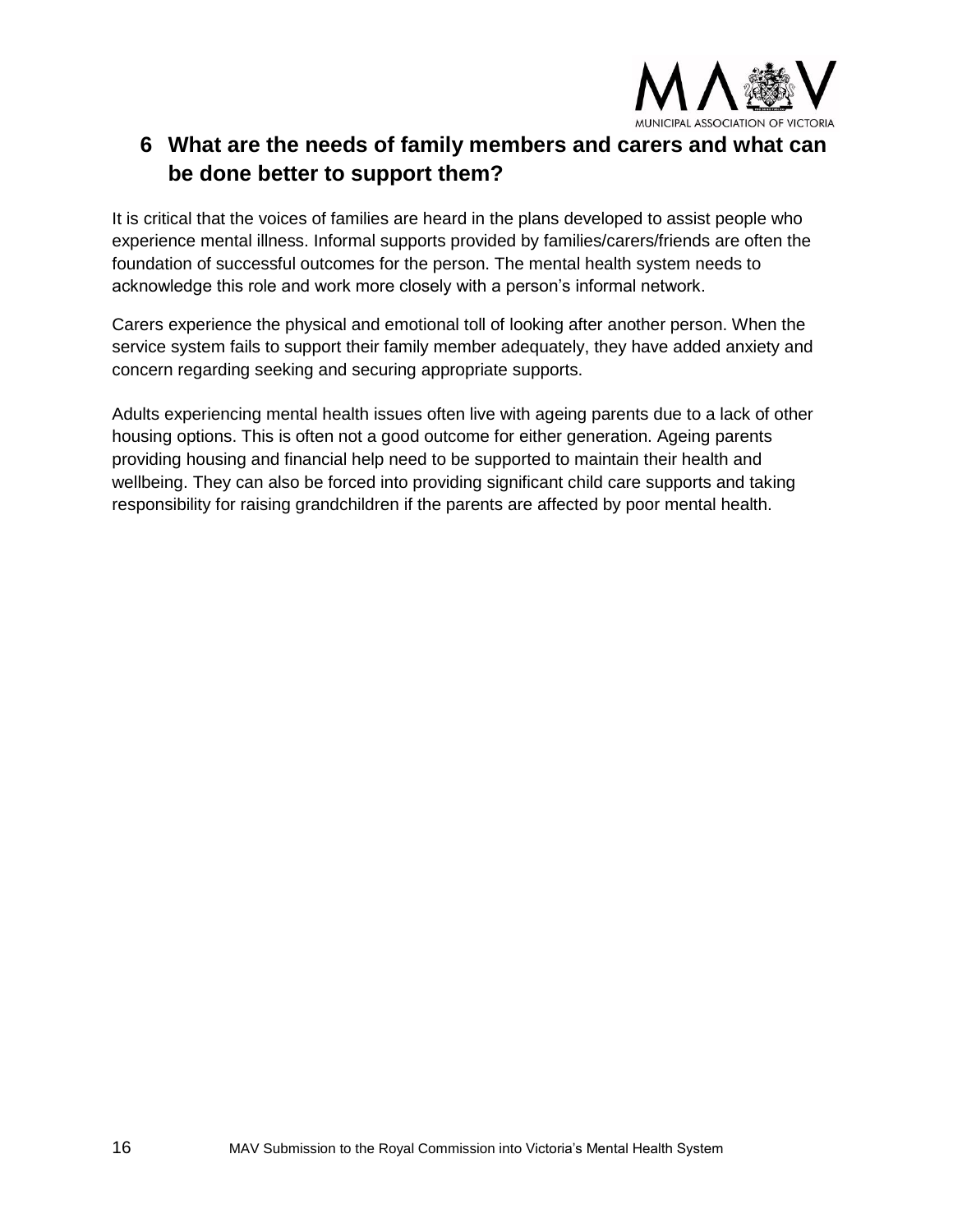## 6 What are the needs of family members and carers and what can be done better to support them?

It is critical that the voices of families are heard in the plans developed to assist people who experience mental illness. Informal supports provided by families/carers/friends are often the foundation of successful outcomes for the person. The mental health system needs to acknowledge this role and work more closely with a person's informal network.

Carers experience the physical and emotional toll of looking after another person. When the service system fails to support their family member adequately, they have added anxiety and concern regarding seeking and securing appropriate supports.

Adults experiencing mental health issues often live with ageing parents due to a lack of other housing options. This is often not a good outcome for either generation. Ageing parents providing housing and financial help need to be supported to maintain their health and wellbeing. They can also be forced into providing significant child care supports and taking responsibility for raising grandchildren if the parents are affected by poor mental health.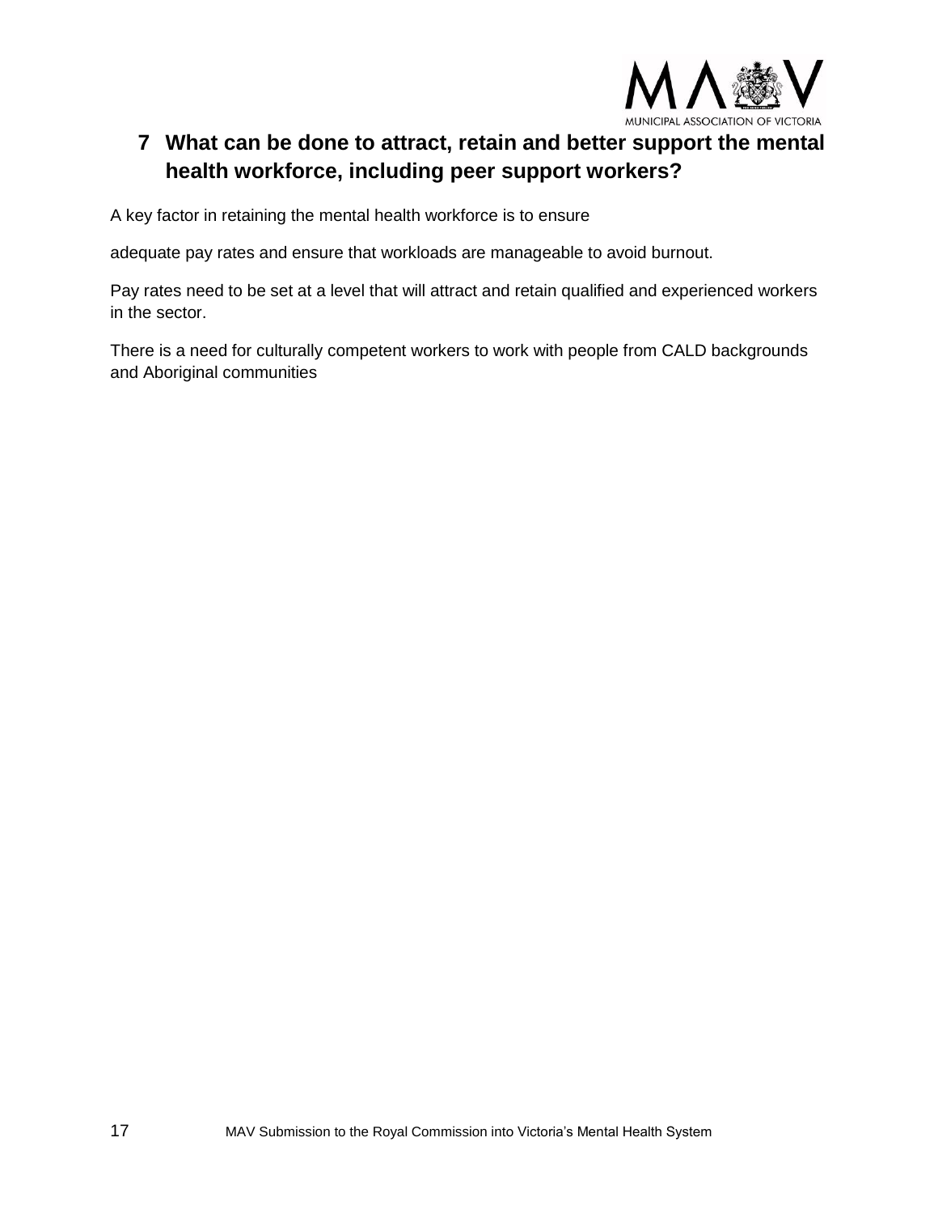## 7 What can be done to attract, retain and better support the mental health workforce, including peer support workers?

A key factor in retaining the mental health workforce is to ensure

adequate pay rates and ensure that workloads are manageable to avoid burnout.

Pay rates need to be set at a level that will attract and retain qualified and experienced workers in the sector.

There is a need for culturally competent workers to work with people from CALD backgrounds and Aboriginal communities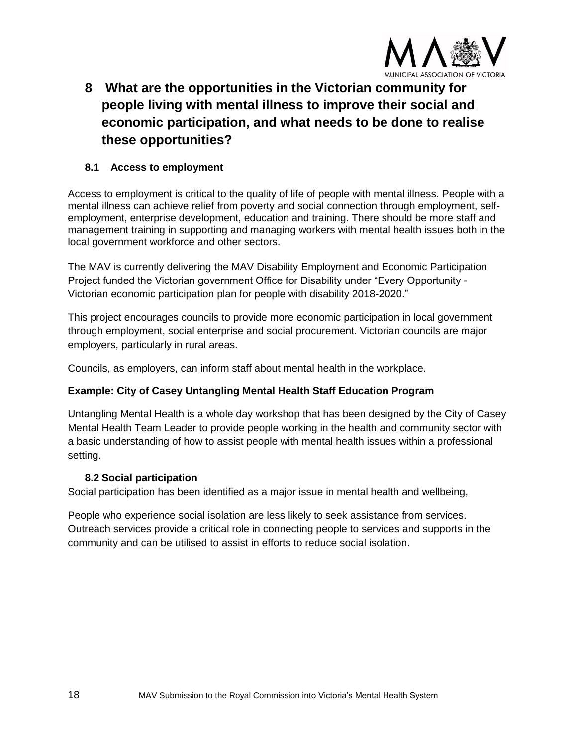# 8 What are the opportunities in the Victorian community for people living with mental illness to improve their social and economic participation, and what needs to be done to realise these opportunities?

## 8.1 Access to employment

Access to employment is critical to the quality of life of people with mental illness. People with a mental illness can achieve relief from poverty and social connection through employment, self-employment, enterprise development, education and training. There should be more staff and management training in supporting and managing workers with mental health issues both in the local government workforce and other sectors.

The MAV is currently delivering the MAV Disability Employment and Economic Participation Project funded the Victorian government Office for Disability under "Every Opportunity - Victorian economic participation plan for people with disability 2018-2020."

This project encourages councils to provide more economic participation in local government through employment, social enterprise and social procurement. Victorian councils are major employers, particularly in rural areas.

Councils, as employers, can inform staff about mental health in the workplace.

**Example: City of Casey Untangling Mental Health Staff Education Program**

Untangling Mental Health is a whole day workshop that has been designed by the City of Casey Mental Health Team Leader to provide people working in the health and community sector with a basic understanding of how to assist people with mental health issues within a professional setting.

## 8.2 Social participation

Social participation has been identified as a major issue in mental health and wellbeing,

People who experience social isolation are less likely to seek assistance from services. Outreach services provide a critical role in connecting people to services and supports in the community and can be utilised to assist in efforts to reduce social isolation.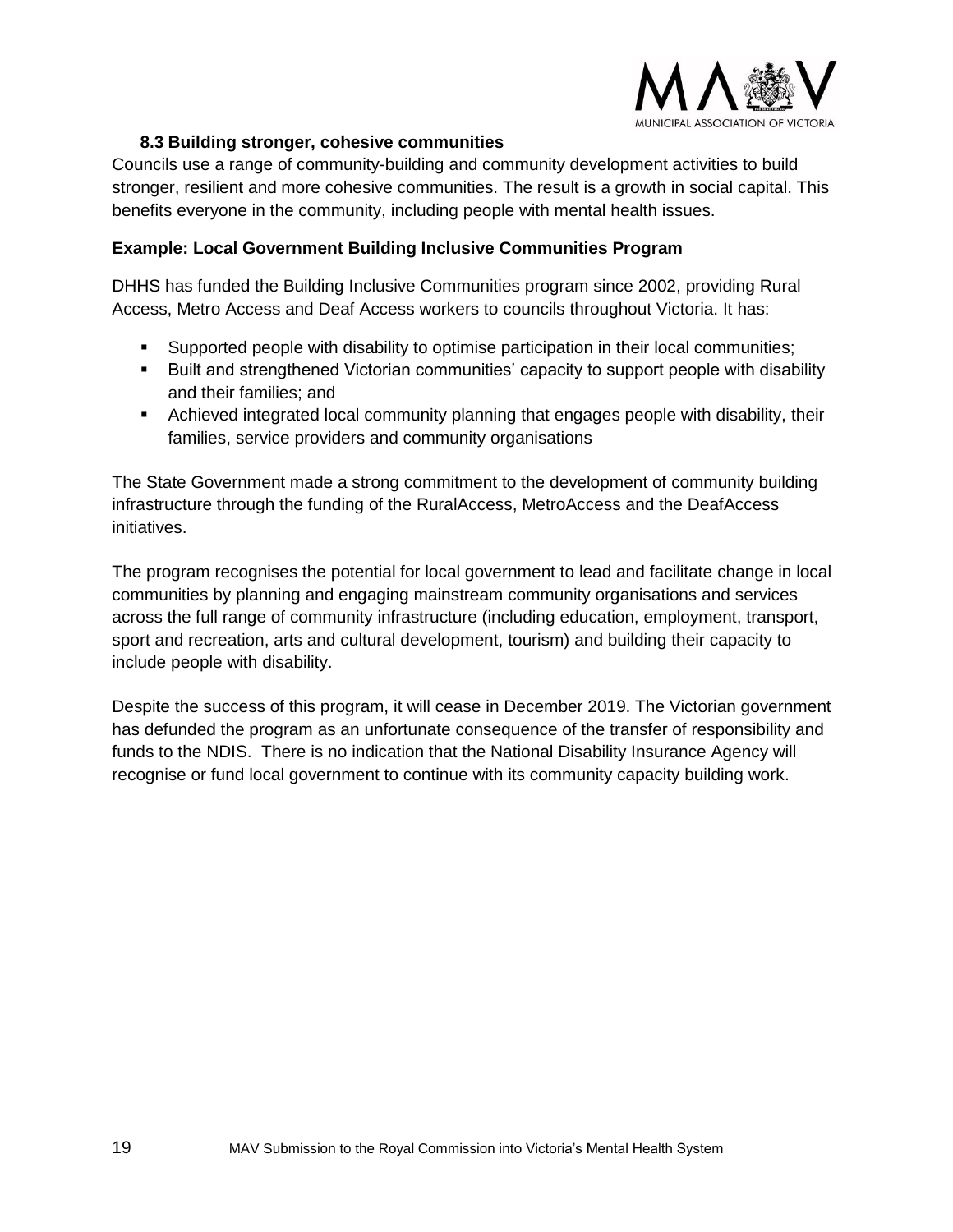### 8.3 Building stronger, cohesive communities

Councils use a range of community-building and community development activities to build stronger, resilient and more cohesive communities. The result is a growth in social capital. This benefits everyone in the community, including people with mental health issues.

**Example: Local Government Building Inclusive Communities Program**

DHHS has funded the Building Inclusive Communities program since 2002, providing Rural Access, Metro Access and Deaf Access workers to councils throughout Victoria. It has:

- Supported people with disability to optimise participation in their local communities;
- Built and strengthened Victorian communities' capacity to support people with disability and their families; and
- Achieved integrated local community planning that engages people with disability, their families, service providers and community organisations

The State Government made a strong commitment to the development of community building infrastructure through the funding of the RuralAccess, MetroAccess and the DeafAccess initiatives.

The program recognises the potential for local government to lead and facilitate change in local communities by planning and engaging mainstream community organisations and services across the full range of community infrastructure (including education, employment, transport, sport and recreation, arts and cultural development, tourism) and building their capacity to include people with disability.

Despite the success of this program, it will cease in December 2019. The Victorian government has defunded the program as an unfortunate consequence of the transfer of responsibility and funds to the NDIS. There is no indication that the National Disability Insurance Agency will recognise or fund local government to continue with its community capacity building work.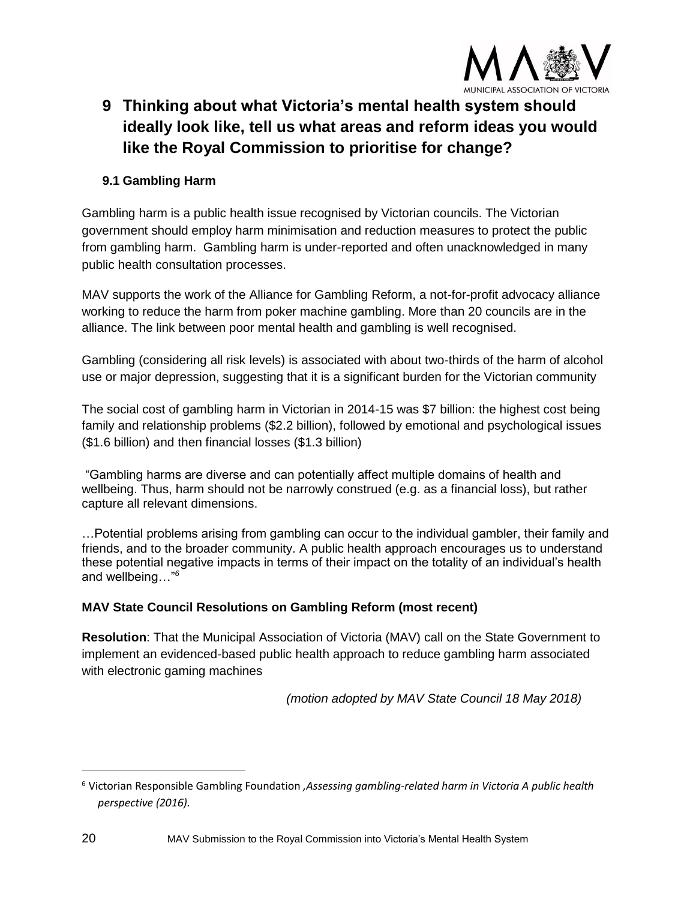# 9 Thinking about what Victoria's mental health system should ideally look like, tell us what areas and reform ideas you would like the Royal Commission to prioritise for change?

## 9.1 Gambling Harm

Gambling harm is a public health issue recognised by Victorian councils. The Victorian government should employ harm minimisation and reduction measures to protect the public from gambling harm. Gambling harm is under-reported and often unacknowledged in many public health consultation processes.

MAV supports the work of the Alliance for Gambling Reform, a not-for-profit advocacy alliance working to reduce the harm from poker machine gambling. More than 20 councils are in the alliance. The link between poor mental health and gambling is well recognised.

Gambling (considering all risk levels) is associated with about two-thirds of the harm of alcohol use or major depression, suggesting that it is a significant burden for the Victorian community

The social cost of gambling harm in Victorian in 2014-15 was $7 billion: the highest cost being family and relationship problems ($2.2 billion), followed by emotional and psychological issues ($1.6 billion) and then financial losses ($1.3 billion)

"Gambling harms are diverse and can potentially affect multiple domains of health and wellbeing. Thus, harm should not be narrowly construed (e.g. as a financial loss), but rather capture all relevant dimensions.

…Potential problems arising from gambling can occur to the individual gambler, their family and friends, and to the broader community. A public health approach encourages us to understand these potential negative impacts in terms of their impact on the totality of an individual's health and wellbeing…"[6]

**MAV State Council Resolutions on Gambling Reform (most recent)**

**Resolution**: That the Municipal Association of Victoria (MAV) call on the State Government to implement an evidenced-based public health approach to reduce gambling harm associated with electronic gaming machines

*(motion adopted by MAV State Council 18 May 2018)*

---

[6] Victorian Responsible Gambling Foundation ,*Assessing gambling-related harm in Victoria A public health perspective (2016).*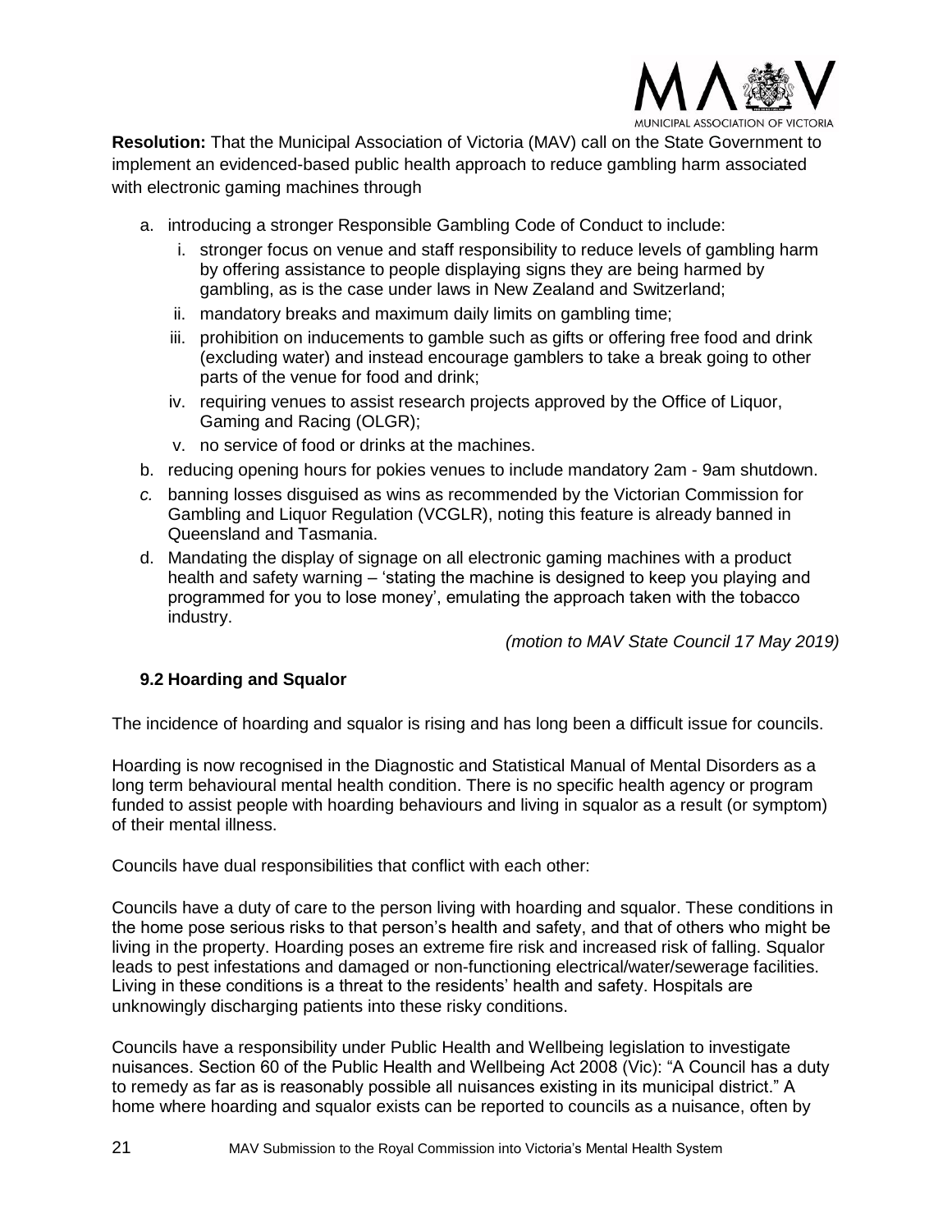**Resolution:** That the Municipal Association of Victoria (MAV) call on the State Government to implement an evidenced-based public health approach to reduce gambling harm associated with electronic gaming machines through

a. introducing a stronger Responsible Gambling Code of Conduct to include:
   i. stronger focus on venue and staff responsibility to reduce levels of gambling harm by offering assistance to people displaying signs they are being harmed by gambling, as is the case under laws in New Zealand and Switzerland;
   ii. mandatory breaks and maximum daily limits on gambling time;
   iii. prohibition on inducements to gamble such as gifts or offering free food and drink (excluding water) and instead encourage gamblers to take a break going to other parts of the venue for food and drink;
   iv. requiring venues to assist research projects approved by the Office of Liquor, Gaming and Racing (OLGR);
   v. no service of food or drinks at the machines.
b. reducing opening hours for pokies venues to include mandatory 2am - 9am shutdown.
*c.* banning losses disguised as wins as recommended by the Victorian Commission for Gambling and Liquor Regulation (VCGLR), noting this feature is already banned in Queensland and Tasmania.
d. Mandating the display of signage on all electronic gaming machines with a product health and safety warning – 'stating the machine is designed to keep you playing and programmed for you to lose money', emulating the approach taken with the tobacco industry.

*(motion to MAV State Council 17 May 2019)*

### 9.2 Hoarding and Squalor

The incidence of hoarding and squalor is rising and has long been a difficult issue for councils.

Hoarding is now recognised in the Diagnostic and Statistical Manual of Mental Disorders as a long term behavioural mental health condition. There is no specific health agency or program funded to assist people with hoarding behaviours and living in squalor as a result (or symptom) of their mental illness.

Councils have dual responsibilities that conflict with each other:

Councils have a duty of care to the person living with hoarding and squalor. These conditions in the home pose serious risks to that person's health and safety, and that of others who might be living in the property. Hoarding poses an extreme fire risk and increased risk of falling. Squalor leads to pest infestations and damaged or non-functioning electrical/water/sewerage facilities. Living in these conditions is a threat to the residents' health and safety. Hospitals are unknowingly discharging patients into these risky conditions.

Councils have a responsibility under Public Health and Wellbeing legislation to investigate nuisances. Section 60 of the Public Health and Wellbeing Act 2008 (Vic): "A Council has a duty to remedy as far as is reasonably possible all nuisances existing in its municipal district." A home where hoarding and squalor exists can be reported to councils as a nuisance, often by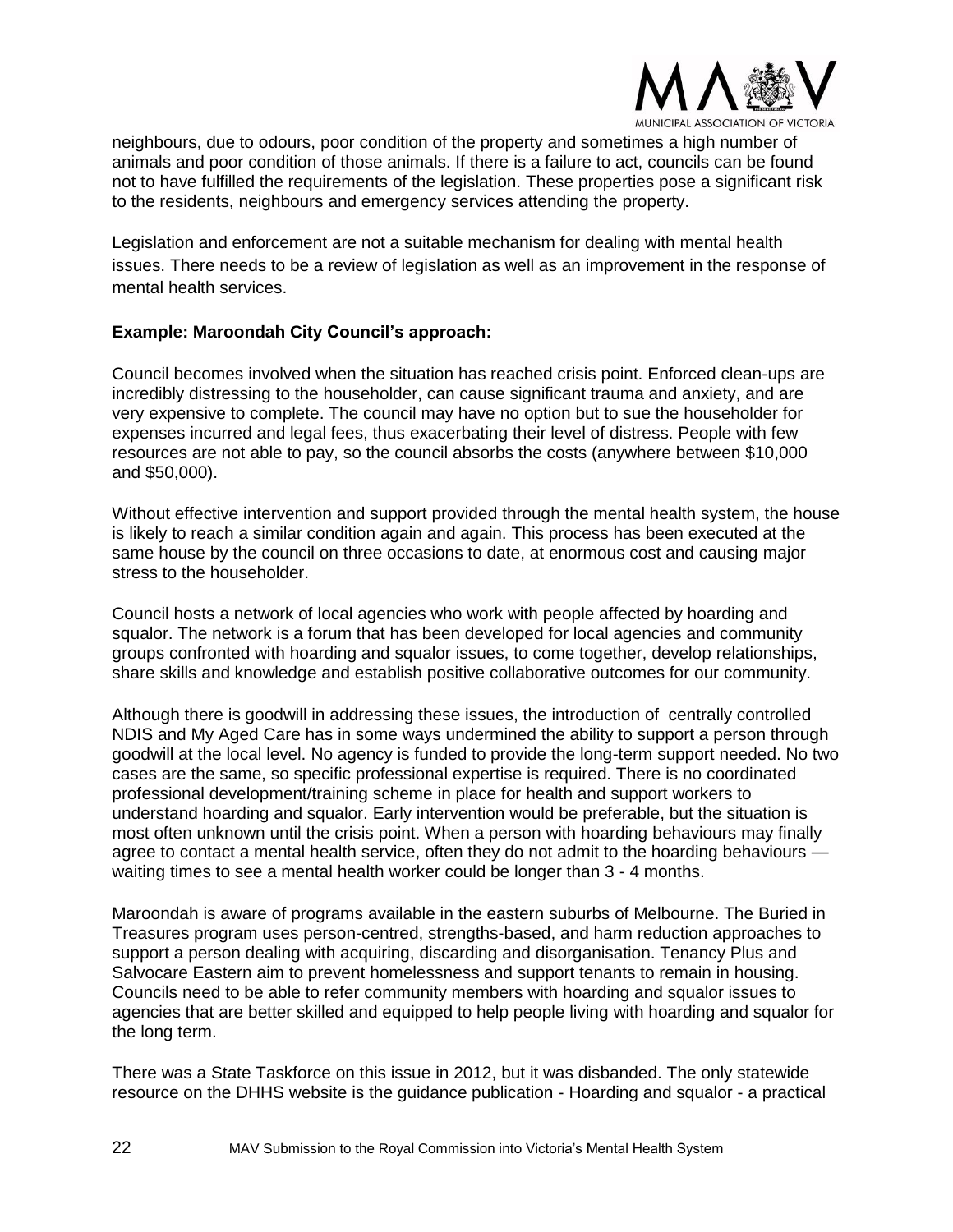neighbours, due to odours, poor condition of the property and sometimes a high number of animals and poor condition of those animals. If there is a failure to act, councils can be found not to have fulfilled the requirements of the legislation. These properties pose a significant risk to the residents, neighbours and emergency services attending the property.

Legislation and enforcement are not a suitable mechanism for dealing with mental health issues. There needs to be a review of legislation as well as an improvement in the response of mental health services.

**Example: Maroondah City Council's approach:**

Council becomes involved when the situation has reached crisis point. Enforced clean-ups are incredibly distressing to the householder, can cause significant trauma and anxiety, and are very expensive to complete. The council may have no option but to sue the householder for expenses incurred and legal fees, thus exacerbating their level of distress. People with few resources are not able to pay, so the council absorbs the costs (anywhere between $10,000 and $50,000).

Without effective intervention and support provided through the mental health system, the house is likely to reach a similar condition again and again. This process has been executed at the same house by the council on three occasions to date, at enormous cost and causing major stress to the householder.

Council hosts a network of local agencies who work with people affected by hoarding and squalor. The network is a forum that has been developed for local agencies and community groups confronted with hoarding and squalor issues, to come together, develop relationships, share skills and knowledge and establish positive collaborative outcomes for our community.

Although there is goodwill in addressing these issues, the introduction of centrally controlled NDIS and My Aged Care has in some ways undermined the ability to support a person through goodwill at the local level. No agency is funded to provide the long-term support needed. No two cases are the same, so specific professional expertise is required. There is no coordinated professional development/training scheme in place for health and support workers to understand hoarding and squalor. Early intervention would be preferable, but the situation is most often unknown until the crisis point. When a person with hoarding behaviours may finally agree to contact a mental health service, often they do not admit to the hoarding behaviours — waiting times to see a mental health worker could be longer than 3 - 4 months.

Maroondah is aware of programs available in the eastern suburbs of Melbourne. The Buried in Treasures program uses person-centred, strengths-based, and harm reduction approaches to support a person dealing with acquiring, discarding and disorganisation. Tenancy Plus and Salvocare Eastern aim to prevent homelessness and support tenants to remain in housing. Councils need to be able to refer community members with hoarding and squalor issues to agencies that are better skilled and equipped to help people living with hoarding and squalor for the long term.

There was a State Taskforce on this issue in 2012, but it was disbanded. The only statewide resource on the DHHS website is the guidance publication - Hoarding and squalor - a practical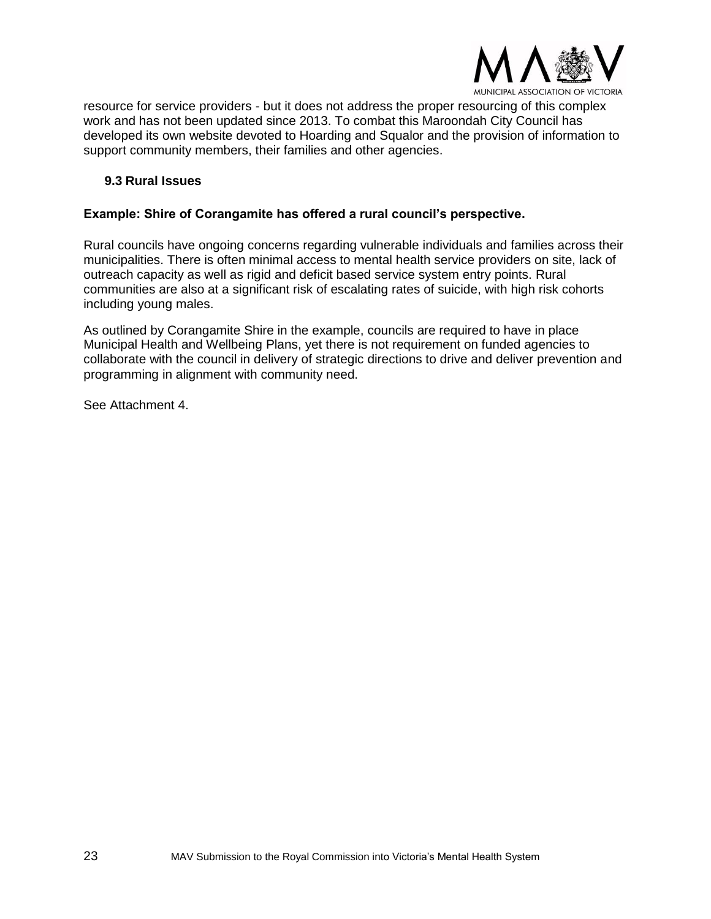resource for service providers - but it does not address the proper resourcing of this complex work and has not been updated since 2013. To combat this Maroondah City Council has developed its own website devoted to Hoarding and Squalor and the provision of information to support community members, their families and other agencies.

### 9.3 Rural Issues

**Example: Shire of Corangamite has offered a rural council's perspective.**

Rural councils have ongoing concerns regarding vulnerable individuals and families across their municipalities. There is often minimal access to mental health service providers on site, lack of outreach capacity as well as rigid and deficit based service system entry points. Rural communities are also at a significant risk of escalating rates of suicide, with high risk cohorts including young males.

As outlined by Corangamite Shire in the example, councils are required to have in place Municipal Health and Wellbeing Plans, yet there is not requirement on funded agencies to collaborate with the council in delivery of strategic directions to drive and deliver prevention and programming in alignment with community need.

See Attachment 4.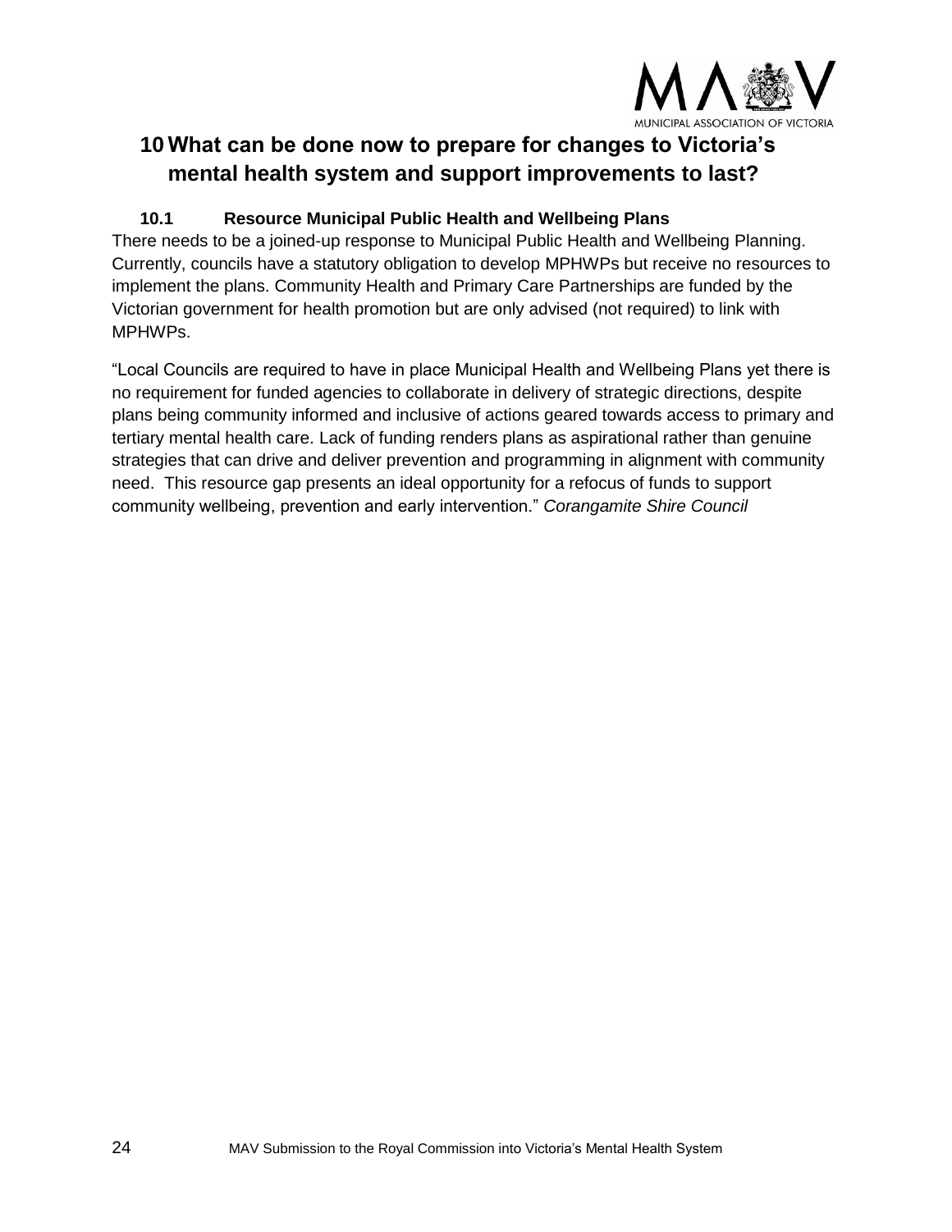# 10 What can be done now to prepare for changes to Victoria's mental health system and support improvements to last?

## 10.1 Resource Municipal Public Health and Wellbeing Plans

There needs to be a joined-up response to Municipal Public Health and Wellbeing Planning. Currently, councils have a statutory obligation to develop MPHWPs but receive no resources to implement the plans. Community Health and Primary Care Partnerships are funded by the Victorian government for health promotion but are only advised (not required) to link with MPHWPs.

"Local Councils are required to have in place Municipal Health and Wellbeing Plans yet there is no requirement for funded agencies to collaborate in delivery of strategic directions, despite plans being community informed and inclusive of actions geared towards access to primary and tertiary mental health care. Lack of funding renders plans as aspirational rather than genuine strategies that can drive and deliver prevention and programming in alignment with community need. This resource gap presents an ideal opportunity for a refocus of funds to support community wellbeing, prevention and early intervention." *Corangamite Shire Council*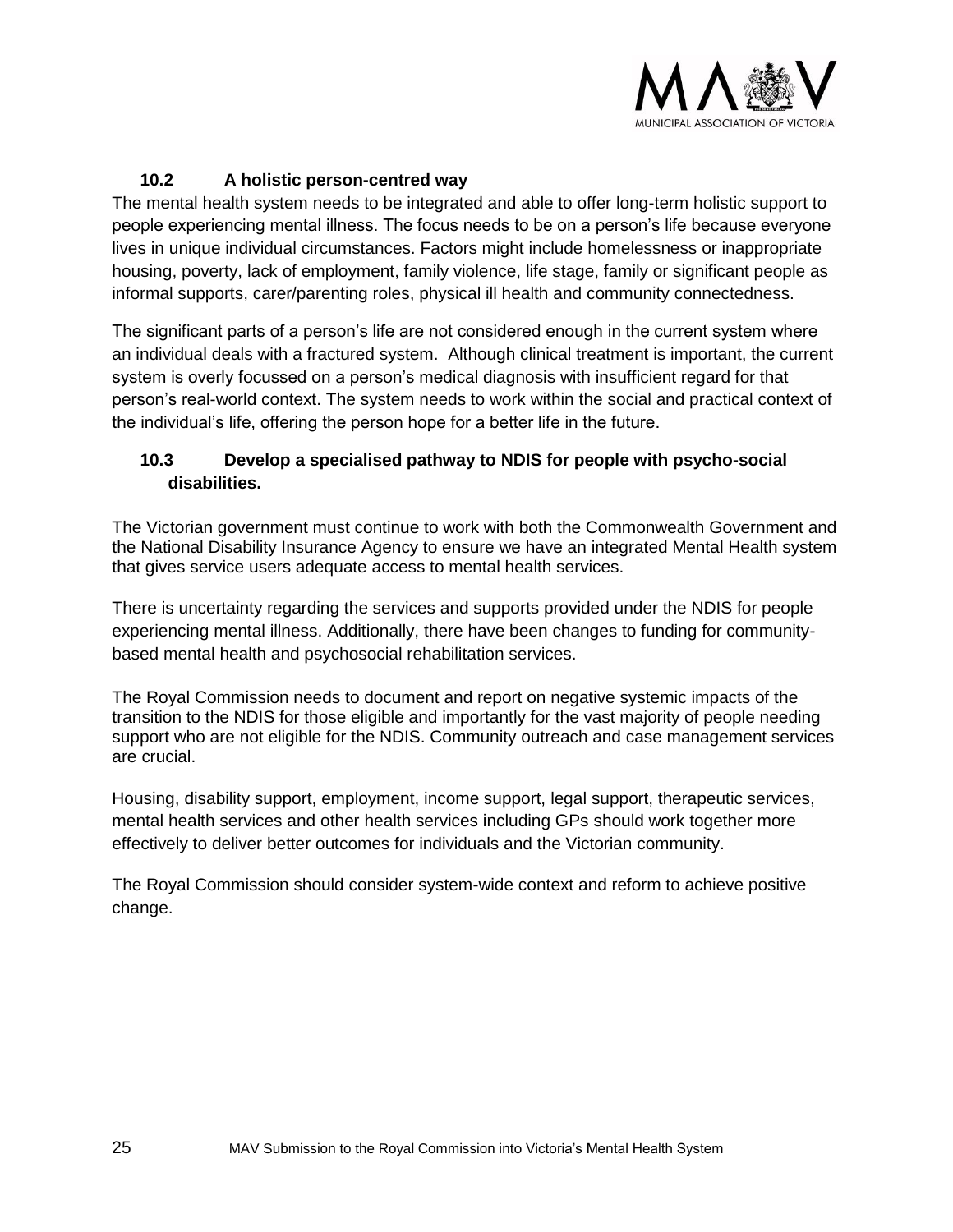### 10.2 A holistic person-centred way

The mental health system needs to be integrated and able to offer long-term holistic support to people experiencing mental illness. The focus needs to be on a person's life because everyone lives in unique individual circumstances. Factors might include homelessness or inappropriate housing, poverty, lack of employment, family violence, life stage, family or significant people as informal supports, carer/parenting roles, physical ill health and community connectedness.

The significant parts of a person's life are not considered enough in the current system where an individual deals with a fractured system. Although clinical treatment is important, the current system is overly focussed on a person's medical diagnosis with insufficient regard for that person's real-world context. The system needs to work within the social and practical context of the individual's life, offering the person hope for a better life in the future.

### 10.3 Develop a specialised pathway to NDIS for people with psycho-social disabilities.

The Victorian government must continue to work with both the Commonwealth Government and the National Disability Insurance Agency to ensure we have an integrated Mental Health system that gives service users adequate access to mental health services.

There is uncertainty regarding the services and supports provided under the NDIS for people experiencing mental illness. Additionally, there have been changes to funding for community-based mental health and psychosocial rehabilitation services.

The Royal Commission needs to document and report on negative systemic impacts of the transition to the NDIS for those eligible and importantly for the vast majority of people needing support who are not eligible for the NDIS. Community outreach and case management services are crucial.

Housing, disability support, employment, income support, legal support, therapeutic services, mental health services and other health services including GPs should work together more effectively to deliver better outcomes for individuals and the Victorian community.

The Royal Commission should consider system-wide context and reform to achieve positive change.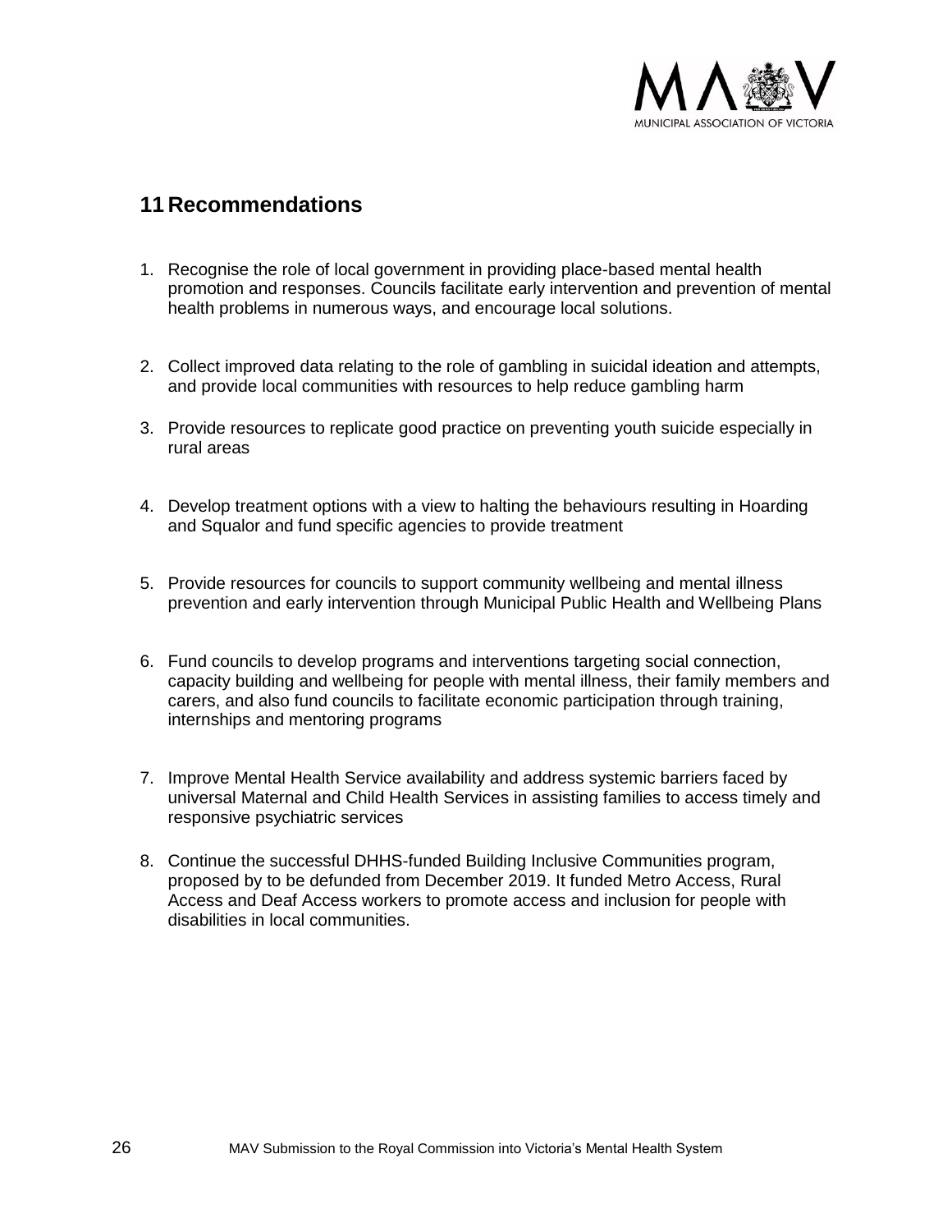# 11 Recommendations

1. Recognise the role of local government in providing place-based mental health promotion and responses. Councils facilitate early intervention and prevention of mental health problems in numerous ways, and encourage local solutions.

2. Collect improved data relating to the role of gambling in suicidal ideation and attempts, and provide local communities with resources to help reduce gambling harm

3. Provide resources to replicate good practice on preventing youth suicide especially in rural areas

4. Develop treatment options with a view to halting the behaviours resulting in Hoarding and Squalor and fund specific agencies to provide treatment

5. Provide resources for councils to support community wellbeing and mental illness prevention and early intervention through Municipal Public Health and Wellbeing Plans

6. Fund councils to develop programs and interventions targeting social connection, capacity building and wellbeing for people with mental illness, their family members and carers, and also fund councils to facilitate economic participation through training, internships and mentoring programs

7. Improve Mental Health Service availability and address systemic barriers faced by universal Maternal and Child Health Services in assisting families to access timely and responsive psychiatric services

8. Continue the successful DHHS-funded Building Inclusive Communities program, proposed by to be defunded from December 2019. It funded Metro Access, Rural Access and Deaf Access workers to promote access and inclusion for people with disabilities in local communities.